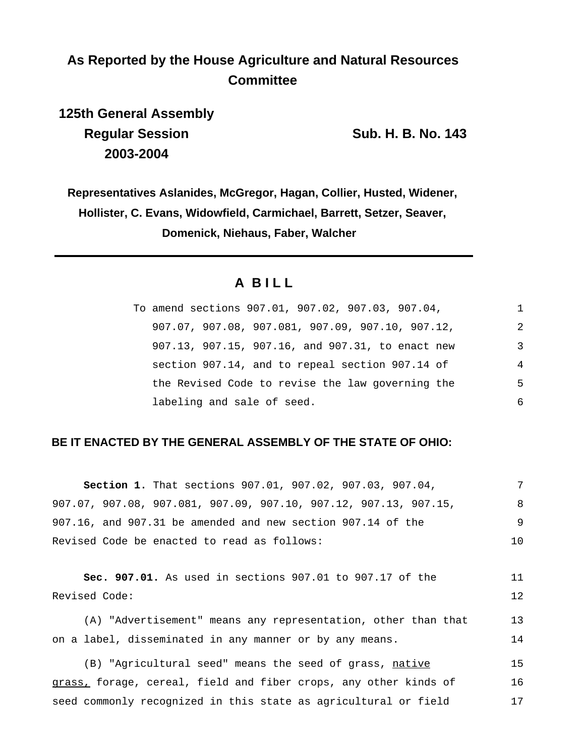**As Reported by the House Agriculture and Natural Resources Committee**

**125th General Assembly**
**Regular Session 2003-2004**

**Sub. H. B. No. 143**

**Representatives Aslanides, McGregor, Hagan, Collier, Husted, Widener, Hollister, C. Evans, Widowfield, Carmichael, Barrett, Setzer, Seaver, Domenick, Niehaus, Faber, Walcher**

---

## A BILL

To amend sections 907.01, 907.02, 907.03, 907.04, 907.07, 907.08, 907.081, 907.09, 907.10, 907.12, 907.13, 907.15, 907.16, and 907.31, to enact new section 907.14, and to repeal section 907.14 of the Revised Code to revise the law governing the labeling and sale of seed.

**BE IT ENACTED BY THE GENERAL ASSEMBLY OF THE STATE OF OHIO:**

**Section 1.** That sections 907.01, 907.02, 907.03, 907.04, 907.07, 907.08, 907.081, 907.09, 907.10, 907.12, 907.13, 907.15, 907.16, and 907.31 be amended and new section 907.14 of the Revised Code be enacted to read as follows:

**Sec. 907.01.** As used in sections 907.01 to 907.17 of the Revised Code:

(A) "Advertisement" means any representation, other than that on a label, disseminated in any manner or by any means.

(B) "Agricultural seed" means the seed of grass, native grass, forage, cereal, field and fiber crops, any other kinds of seed commonly recognized in this state as agricultural or field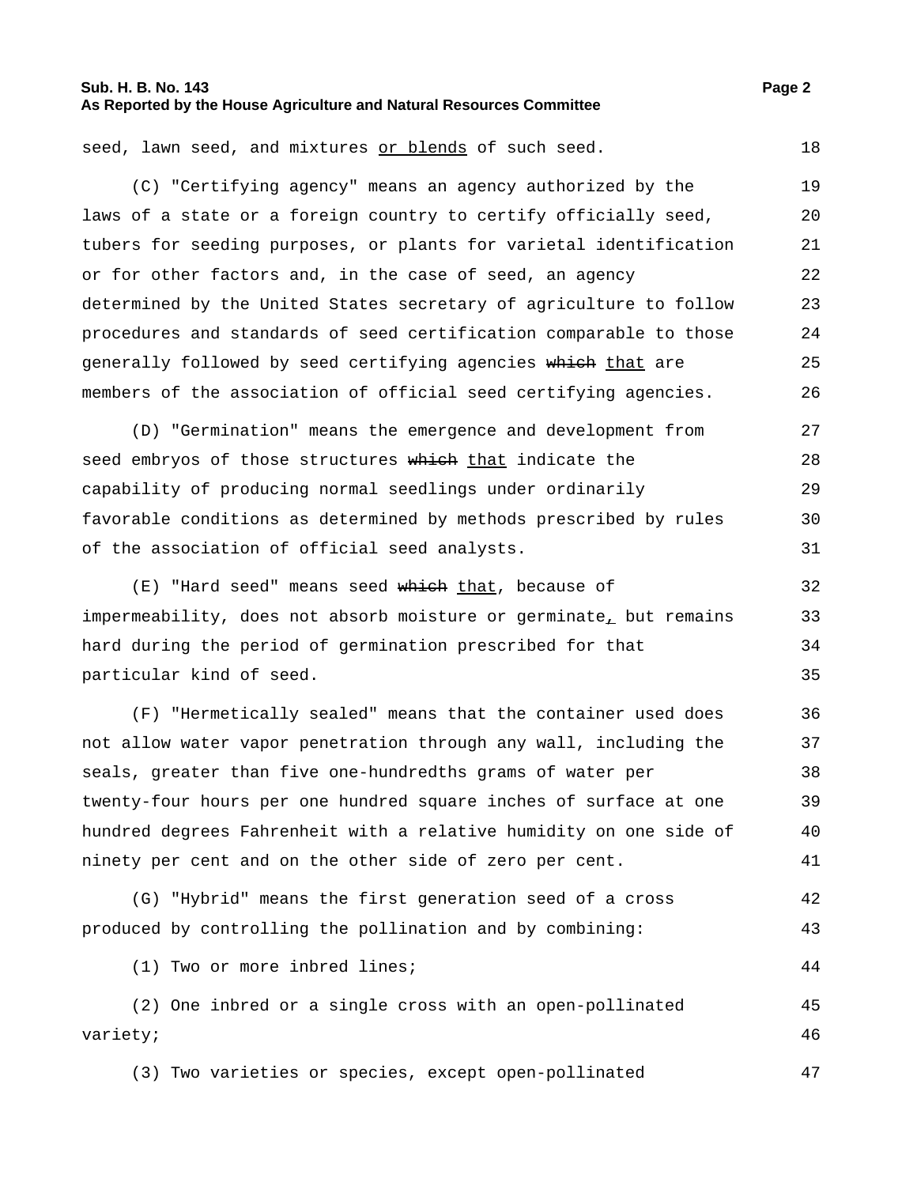seed, lawn seed, and mixtures <u>or blends</u> of such seed.

(C) "Certifying agency" means an agency authorized by the laws of a state or a foreign country to certify officially seed, tubers for seeding purposes, or plants for varietal identification or for other factors and, in the case of seed, an agency determined by the United States secretary of agriculture to follow procedures and standards of seed certification comparable to those generally followed by seed certifying agencies ~~which~~ <u>that</u> are members of the association of official seed certifying agencies.

(D) "Germination" means the emergence and development from seed embryos of those structures ~~which~~ <u>that</u> indicate the capability of producing normal seedlings under ordinarily favorable conditions as determined by methods prescribed by rules of the association of official seed analysts.

(E) "Hard seed" means seed ~~which~~ <u>that</u>, because of impermeability, does not absorb moisture or germinate<u>,</u> but remains hard during the period of germination prescribed for that particular kind of seed.

(F) "Hermetically sealed" means that the container used does not allow water vapor penetration through any wall, including the seals, greater than five one-hundredths grams of water per twenty-four hours per one hundred square inches of surface at one hundred degrees Fahrenheit with a relative humidity on one side of ninety per cent and on the other side of zero per cent.

(G) "Hybrid" means the first generation seed of a cross produced by controlling the pollination and by combining:

(1) Two or more inbred lines;

(2) One inbred or a single cross with an open-pollinated variety;

(3) Two varieties or species, except open-pollinated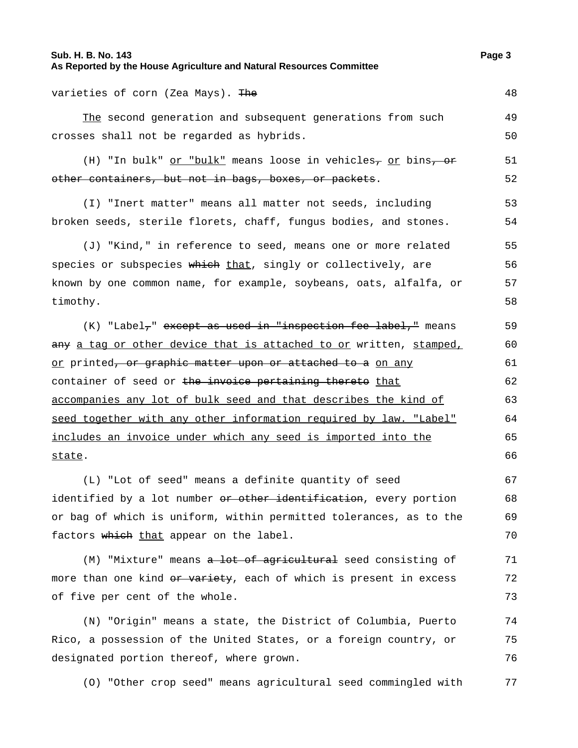varieties of corn (Zea Mays). ~~The~~

<u>The</u> second generation and subsequent generations from such crosses shall not be regarded as hybrids.

(H) "In bulk" <u>or "bulk"</u> means loose in vehicles~~,~~ <u>or</u> bins~~, or other containers, but not in bags, boxes, or packets~~.

(I) "Inert matter" means all matter not seeds, including broken seeds, sterile florets, chaff, fungus bodies, and stones.

(J) "Kind," in reference to seed, means one or more related species or subspecies ~~which~~ <u>that</u>, singly or collectively, are known by one common name, for example, soybeans, oats, alfalfa, or timothy.

(K) "Label~~,~~" ~~except as used in "inspection fee label,"~~ means ~~any~~ <u>a tag or other device that is attached to or</u> written, <u>stamped, or</u> printed~~, or graphic matter upon or attached to a~~ <u>on any</u> container of seed or ~~the invoice pertaining thereto~~ <u>that accompanies any lot of bulk seed and that describes the kind of seed together with any other information required by law. "Label" includes an invoice under which any seed is imported into the state</u>.

(L) "Lot of seed" means a definite quantity of seed identified by a lot number ~~or other identification~~, every portion or bag of which is uniform, within permitted tolerances, as to the factors ~~which~~ <u>that</u> appear on the label.

(M) "Mixture" means ~~a lot of agricultural~~ seed consisting of more than one kind ~~or variety~~, each of which is present in excess of five per cent of the whole.

(N) "Origin" means a state, the District of Columbia, Puerto Rico, a possession of the United States, or a foreign country, or designated portion thereof, where grown.

(O) "Other crop seed" means agricultural seed commingled with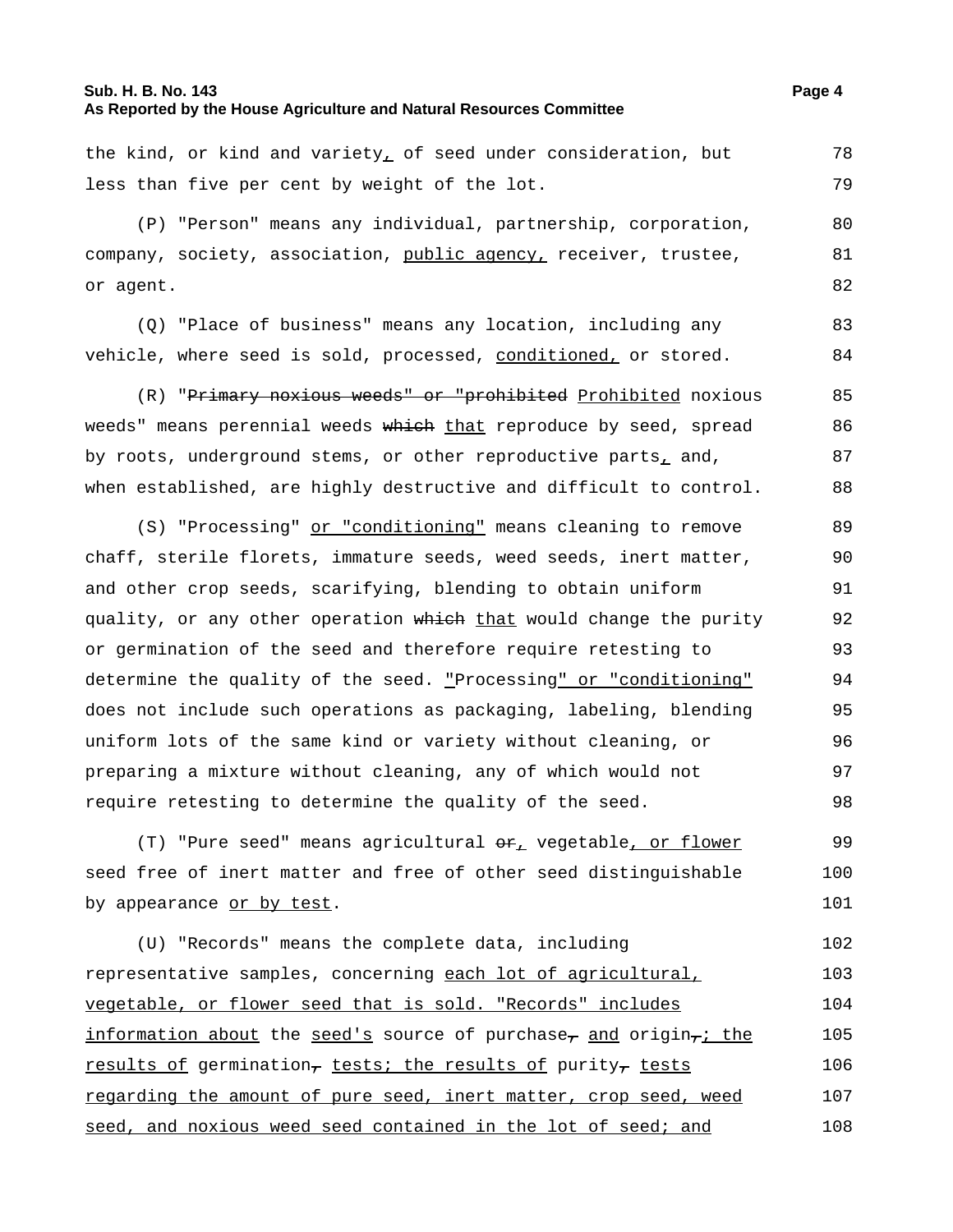the kind, or kind and variety, of seed under consideration, but less than five per cent by weight of the lot.

(P) "Person" means any individual, partnership, corporation, company, society, association, public agency, receiver, trustee, or agent.

(Q) "Place of business" means any location, including any vehicle, where seed is sold, processed, conditioned, or stored.

(R) "~~Primary noxious weeds" or "prohibited~~ Prohibited noxious weeds" means perennial weeds ~~which~~ that reproduce by seed, spread by roots, underground stems, or other reproductive parts, and, when established, are highly destructive and difficult to control.

(S) "Processing" or "conditioning" means cleaning to remove chaff, sterile florets, immature seeds, weed seeds, inert matter, and other crop seeds, scarifying, blending to obtain uniform quality, or any other operation ~~which~~ that would change the purity or germination of the seed and therefore require retesting to determine the quality of the seed. "Processing" or "conditioning" does not include such operations as packaging, labeling, blending uniform lots of the same kind or variety without cleaning, or preparing a mixture without cleaning, any of which would not require retesting to determine the quality of the seed.

(T) "Pure seed" means agricultural ~~or~~, vegetable, or flower seed free of inert matter and free of other seed distinguishable by appearance or by test.

(U) "Records" means the complete data, including representative samples, concerning each lot of agricultural, vegetable, or flower seed that is sold. "Records" includes information about the seed's source of purchase~~,~~ and origin~~,~~; the results of germination~~,~~ tests; the results of purity~~,~~ tests regarding the amount of pure seed, inert matter, crop seed, weed seed, and noxious weed seed contained in the lot of seed; and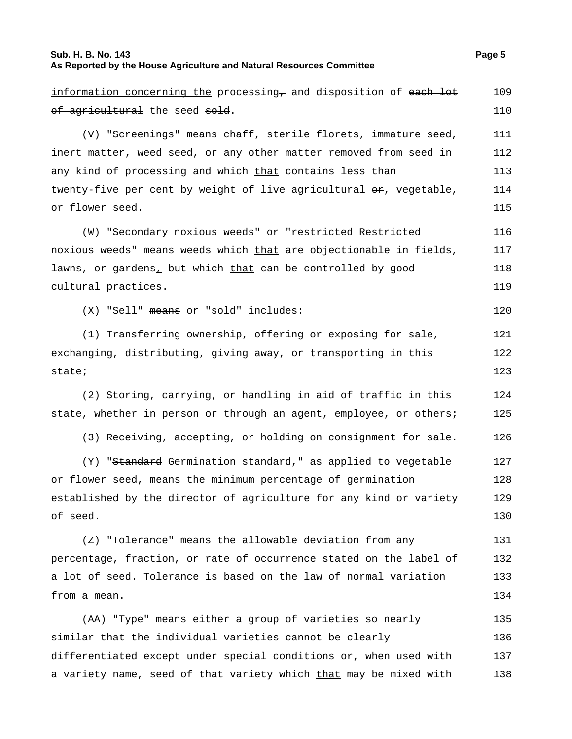information concerning the processing, and disposition of each lot of agricultural the seed sold.

(V) "Screenings" means chaff, sterile florets, immature seed, inert matter, weed seed, or any other matter removed from seed in any kind of processing and which that contains less than twenty-five per cent by weight of live agricultural or, vegetable, or flower seed.

(W) "Secondary noxious weeds" or "restricted Restricted noxious weeds" means weeds which that are objectionable in fields, lawns, or gardens, but which that can be controlled by good cultural practices.

(X) "Sell" means or "sold" includes:

(1) Transferring ownership, offering or exposing for sale, exchanging, distributing, giving away, or transporting in this state;

(2) Storing, carrying, or handling in aid of traffic in this state, whether in person or through an agent, employee, or others;

(3) Receiving, accepting, or holding on consignment for sale.

(Y) "Standard Germination standard," as applied to vegetable or flower seed, means the minimum percentage of germination established by the director of agriculture for any kind or variety of seed.

(Z) "Tolerance" means the allowable deviation from any percentage, fraction, or rate of occurrence stated on the label of a lot of seed. Tolerance is based on the law of normal variation from a mean.

(AA) "Type" means either a group of varieties so nearly similar that the individual varieties cannot be clearly differentiated except under special conditions or, when used with a variety name, seed of that variety which that may be mixed with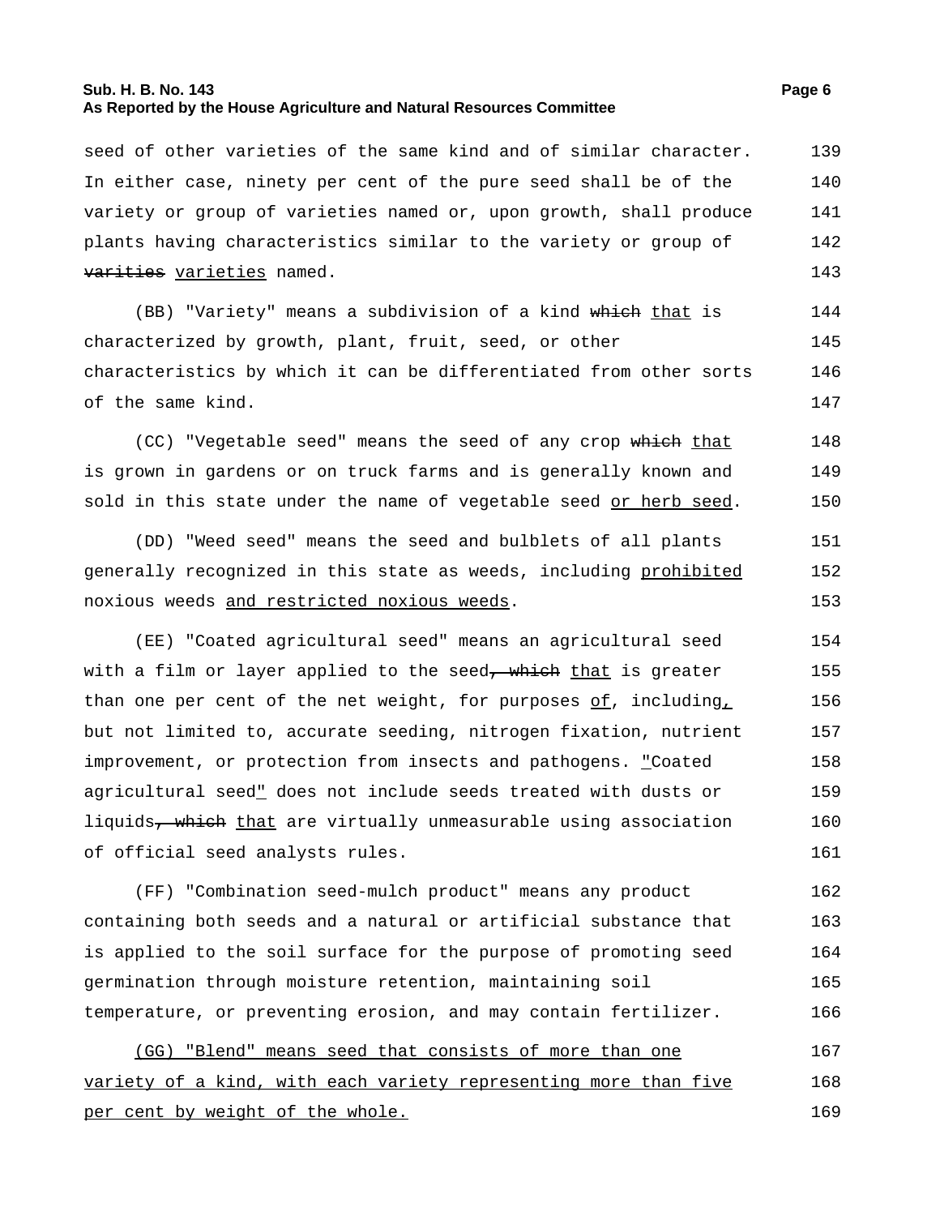seed of other varieties of the same kind and of similar character. In either case, ninety per cent of the pure seed shall be of the variety or group of varieties named or, upon growth, shall produce plants having characteristics similar to the variety or group of ~~varities~~ varieties named.

(BB) "Variety" means a subdivision of a kind ~~which~~ that is characterized by growth, plant, fruit, seed, or other characteristics by which it can be differentiated from other sorts of the same kind.

(CC) "Vegetable seed" means the seed of any crop ~~which~~ that is grown in gardens or on truck farms and is generally known and sold in this state under the name of vegetable seed or herb seed.

(DD) "Weed seed" means the seed and bulblets of all plants generally recognized in this state as weeds, including prohibited noxious weeds and restricted noxious weeds.

(EE) "Coated agricultural seed" means an agricultural seed with a film or layer applied to the seed~~, which~~ that is greater than one per cent of the net weight, for purposes of, including, but not limited to, accurate seeding, nitrogen fixation, nutrient improvement, or protection from insects and pathogens. "Coated agricultural seed" does not include seeds treated with dusts or liquids~~, which~~ that are virtually unmeasurable using association of official seed analysts rules.

(FF) "Combination seed-mulch product" means any product containing both seeds and a natural or artificial substance that is applied to the soil surface for the purpose of promoting seed germination through moisture retention, maintaining soil temperature, or preventing erosion, and may contain fertilizer.

(GG) "Blend" means seed that consists of more than one variety of a kind, with each variety representing more than five per cent by weight of the whole.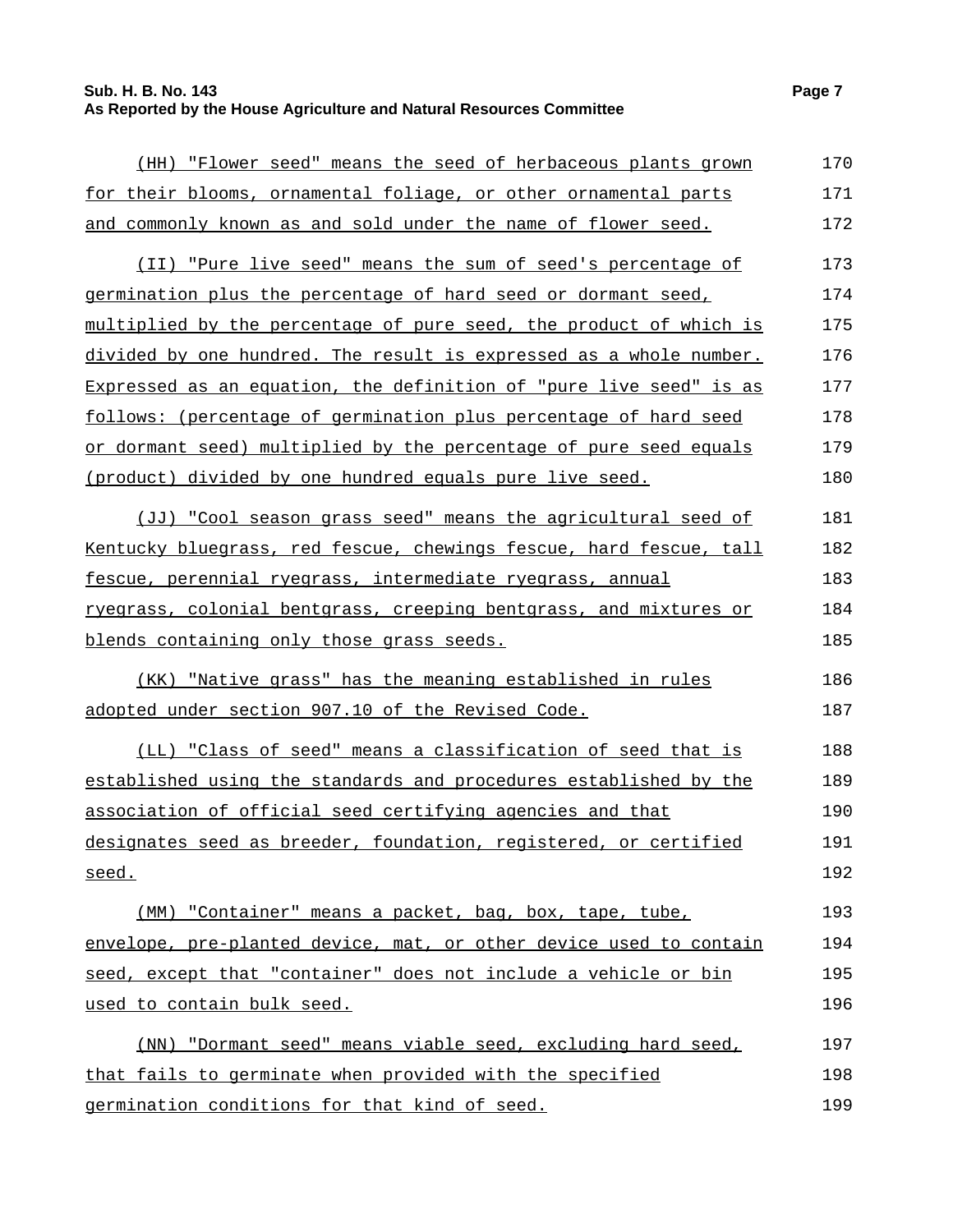(HH) "Flower seed" means the seed of herbaceous plants grown for their blooms, ornamental foliage, or other ornamental parts and commonly known as and sold under the name of flower seed.

(II) "Pure live seed" means the sum of seed's percentage of germination plus the percentage of hard seed or dormant seed, multiplied by the percentage of pure seed, the product of which is divided by one hundred. The result is expressed as a whole number. Expressed as an equation, the definition of "pure live seed" is as follows: (percentage of germination plus percentage of hard seed or dormant seed) multiplied by the percentage of pure seed equals (product) divided by one hundred equals pure live seed.

(JJ) "Cool season grass seed" means the agricultural seed of Kentucky bluegrass, red fescue, chewings fescue, hard fescue, tall fescue, perennial ryegrass, intermediate ryegrass, annual ryegrass, colonial bentgrass, creeping bentgrass, and mixtures or blends containing only those grass seeds.

(KK) "Native grass" has the meaning established in rules adopted under section 907.10 of the Revised Code.

(LL) "Class of seed" means a classification of seed that is established using the standards and procedures established by the association of official seed certifying agencies and that designates seed as breeder, foundation, registered, or certified seed.

(MM) "Container" means a packet, bag, box, tape, tube, envelope, pre-planted device, mat, or other device used to contain seed, except that "container" does not include a vehicle or bin used to contain bulk seed.

(NN) "Dormant seed" means viable seed, excluding hard seed, that fails to germinate when provided with the specified germination conditions for that kind of seed.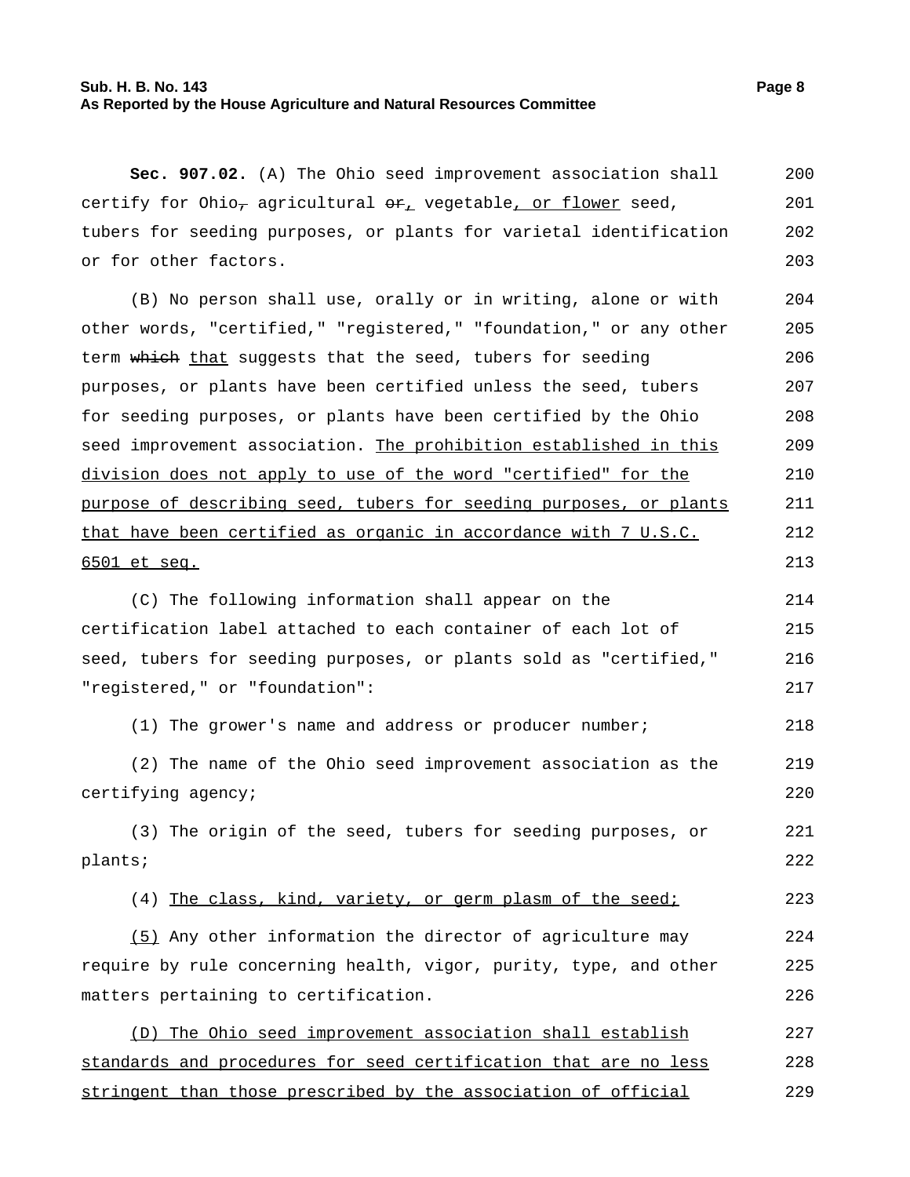**Sec. 907.02.** (A) The Ohio seed improvement association shall certify for Ohio~~,~~ agricultural ~~or~~<u>,</u> vegetable<u>, or flower</u> seed, tubers for seeding purposes, or plants for varietal identification or for other factors.

(B) No person shall use, orally or in writing, alone or with other words, "certified," "registered," "foundation," or any other term ~~which~~ <u>that</u> suggests that the seed, tubers for seeding purposes, or plants have been certified unless the seed, tubers for seeding purposes, or plants have been certified by the Ohio seed improvement association. <u>The prohibition established in this division does not apply to use of the word "certified" for the purpose of describing seed, tubers for seeding purposes, or plants that have been certified as organic in accordance with 7 U.S.C. 6501 et seq.</u>

(C) The following information shall appear on the certification label attached to each container of each lot of seed, tubers for seeding purposes, or plants sold as "certified," "registered," or "foundation":

(1) The grower's name and address or producer number;

(2) The name of the Ohio seed improvement association as the certifying agency;

(3) The origin of the seed, tubers for seeding purposes, or plants;

(4) <u>The class, kind, variety, or germ plasm of the seed;</u>

<u>(5)</u> Any other information the director of agriculture may require by rule concerning health, vigor, purity, type, and other matters pertaining to certification.

<u>(D) The Ohio seed improvement association shall establish standards and procedures for seed certification that are no less stringent than those prescribed by the association of official</u>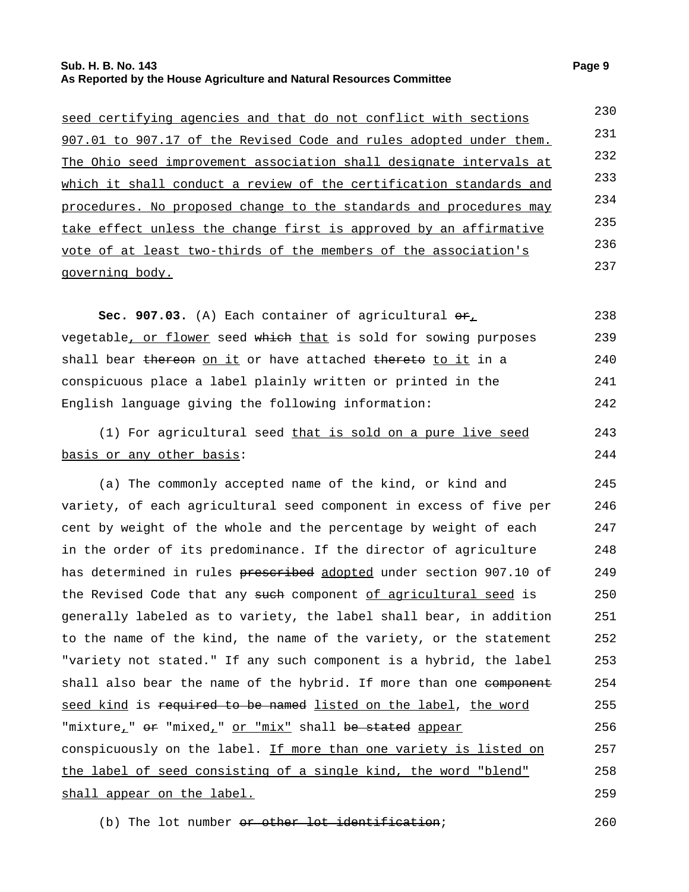seed certifying agencies and that do not conflict with sections 907.01 to 907.17 of the Revised Code and rules adopted under them. The Ohio seed improvement association shall designate intervals at which it shall conduct a review of the certification standards and procedures. No proposed change to the standards and procedures may take effect unless the change first is approved by an affirmative vote of at least two-thirds of the members of the association's governing body.

**Sec. 907.03.** (A) Each container of agricultural ~~or~~, vegetable, or flower seed ~~which~~ that is sold for sowing purposes shall bear ~~thereon~~ on it or have attached ~~thereto~~ to it in a conspicuous place a label plainly written or printed in the English language giving the following information:

(1) For agricultural seed that is sold on a pure live seed basis or any other basis:

(a) The commonly accepted name of the kind, or kind and variety, of each agricultural seed component in excess of five per cent by weight of the whole and the percentage by weight of each in the order of its predominance. If the director of agriculture has determined in rules ~~prescribed~~ adopted under section 907.10 of the Revised Code that any ~~such~~ component of agricultural seed is generally labeled as to variety, the label shall bear, in addition to the name of the kind, the name of the variety, or the statement "variety not stated." If any such component is a hybrid, the label shall also bear the name of the hybrid. If more than one ~~component~~ seed kind is ~~required to be named~~ listed on the label, the word "mixture," ~~or~~ "mixed," or "mix" shall ~~be stated~~ appear conspicuously on the label. If more than one variety is listed on the label of seed consisting of a single kind, the word "blend" shall appear on the label.

(b) The lot number ~~or other lot identification~~;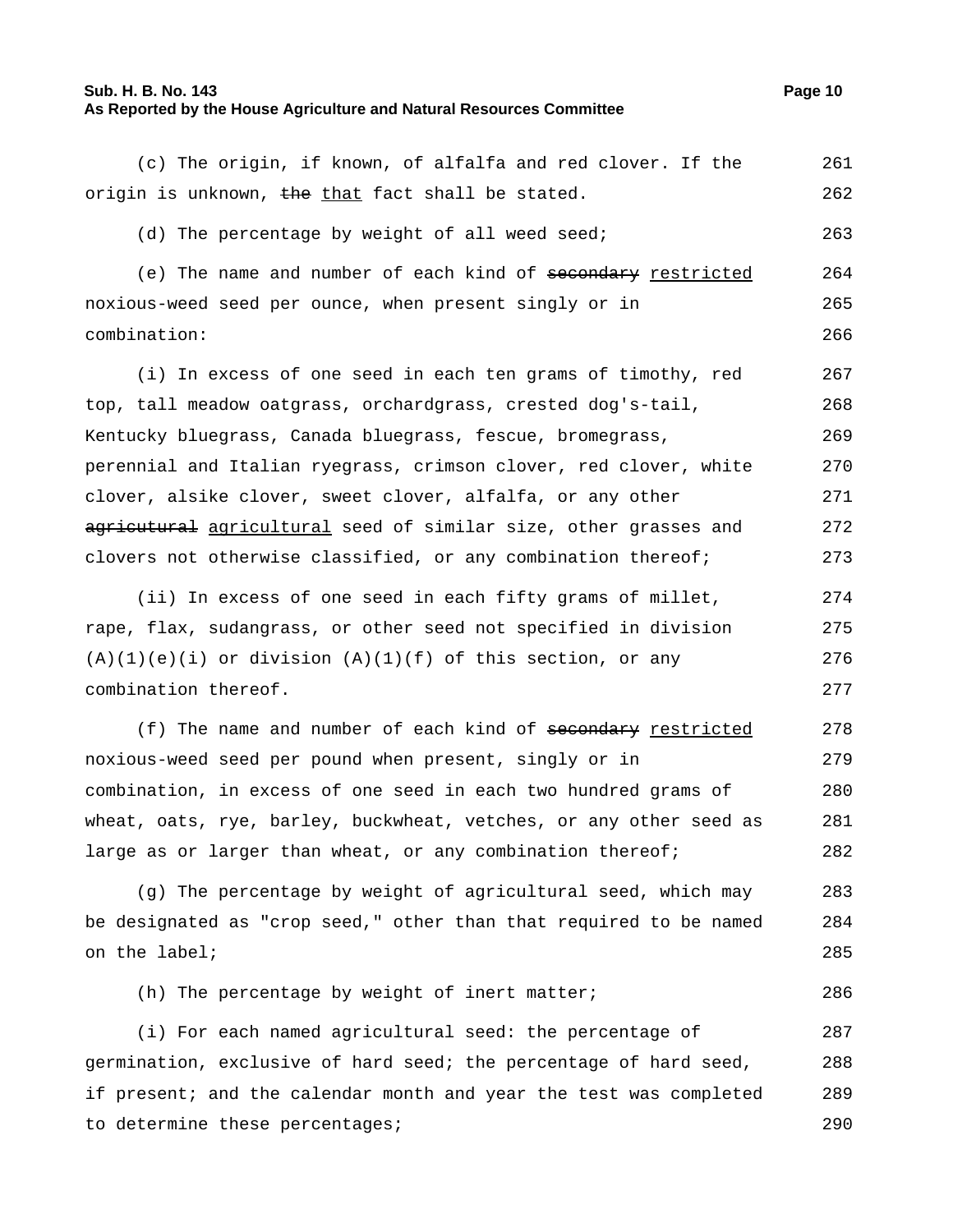(c) The origin, if known, of alfalfa and red clover. If the origin is unknown, ~~the~~ <u>that</u> fact shall be stated.

(d) The percentage by weight of all weed seed;

(e) The name and number of each kind of ~~secondary~~ <u>restricted</u> noxious-weed seed per ounce, when present singly or in combination:

(i) In excess of one seed in each ten grams of timothy, red top, tall meadow oatgrass, orchardgrass, crested dog's-tail, Kentucky bluegrass, Canada bluegrass, fescue, bromegrass, perennial and Italian ryegrass, crimson clover, red clover, white clover, alsike clover, sweet clover, alfalfa, or any other ~~agricutural~~ <u>agricultural</u> seed of similar size, other grasses and clovers not otherwise classified, or any combination thereof;

(ii) In excess of one seed in each fifty grams of millet, rape, flax, sudangrass, or other seed not specified in division (A)(1)(e)(i) or division (A)(1)(f) of this section, or any combination thereof.

(f) The name and number of each kind of ~~secondary~~ <u>restricted</u> noxious-weed seed per pound when present, singly or in combination, in excess of one seed in each two hundred grams of wheat, oats, rye, barley, buckwheat, vetches, or any other seed as large as or larger than wheat, or any combination thereof;

(g) The percentage by weight of agricultural seed, which may be designated as "crop seed," other than that required to be named on the label;

(h) The percentage by weight of inert matter;

(i) For each named agricultural seed: the percentage of germination, exclusive of hard seed; the percentage of hard seed, if present; and the calendar month and year the test was completed to determine these percentages;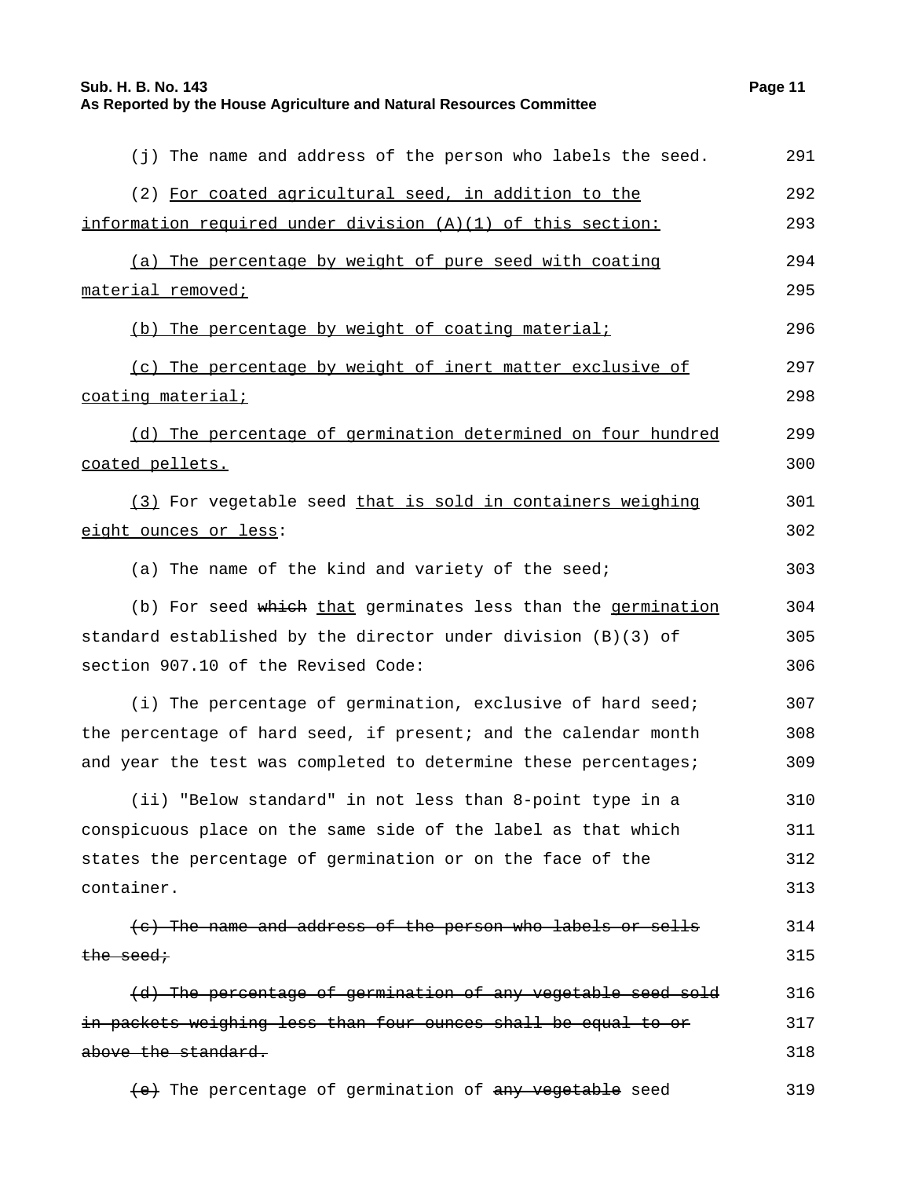(j) The name and address of the person who labels the seed. 291

(2) <u>For coated agricultural seed, in addition to the information required under division (A)(1) of this section:</u> 292 293

<u>(a) The percentage by weight of pure seed with coating material removed;</u> 294 295

<u>(b) The percentage by weight of coating material;</u> 296

<u>(c) The percentage by weight of inert matter exclusive of coating material;</u> 297 298

<u>(d) The percentage of germination determined on four hundred coated pellets.</u> 299 300

<u>(3)</u> For vegetable seed <u>that is sold in containers weighing eight ounces or less</u>: 301 302

(a) The name of the kind and variety of the seed; 303

(b) For seed ~~which~~ <u>that</u> germinates less than the <u>germination</u> standard established by the director under division (B)(3) of section 907.10 of the Revised Code: 304 305 306

(i) The percentage of germination, exclusive of hard seed; the percentage of hard seed, if present; and the calendar month and year the test was completed to determine these percentages; 307 308 309

(ii) "Below standard" in not less than 8-point type in a conspicuous place on the same side of the label as that which states the percentage of germination or on the face of the container. 310 311 312 313

~~(c) The name and address of the person who labels or sells the seed;~~ 314 315

~~(d) The percentage of germination of any vegetable seed sold in packets weighing less than four ounces shall be equal to or above the standard.~~ 316 317 318

~~(e)~~ The percentage of germination of ~~any vegetable~~ seed 319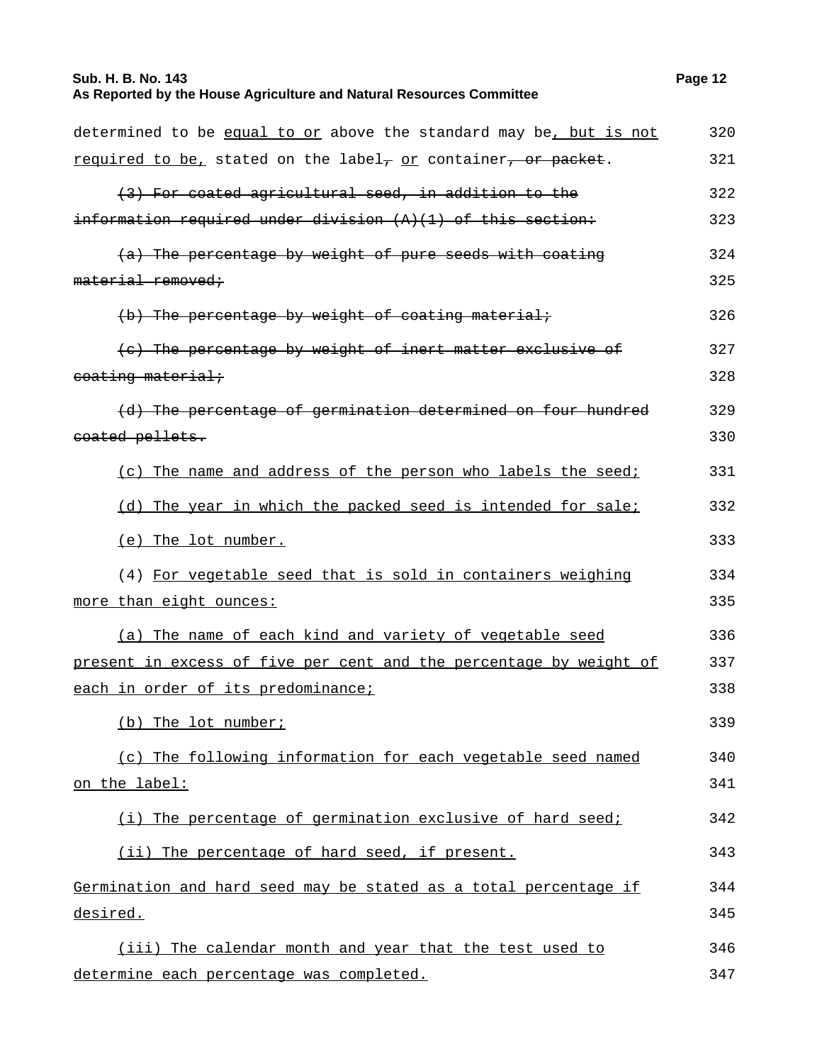determined to be equal to or above the standard may be, but is not required to be, stated on the label, or container, or packet.

~~(3) For coated agricultural seed, in addition to the information required under division (A)(1) of this section:~~

~~(a) The percentage by weight of pure seeds with coating material removed;~~

~~(b) The percentage by weight of coating material;~~

~~(c) The percentage by weight of inert matter exclusive of coating material;~~

~~(d) The percentage of germination determined on four hundred coated pellets.~~

(c) The name and address of the person who labels the seed;

(d) The year in which the packed seed is intended for sale;

(e) The lot number.

(4) For vegetable seed that is sold in containers weighing more than eight ounces:

(a) The name of each kind and variety of vegetable seed present in excess of five per cent and the percentage by weight of each in order of its predominance;

(b) The lot number;

(c) The following information for each vegetable seed named on the label:

(i) The percentage of germination exclusive of hard seed;

(ii) The percentage of hard seed, if present.

Germination and hard seed may be stated as a total percentage if desired.

(iii) The calendar month and year that the test used to determine each percentage was completed.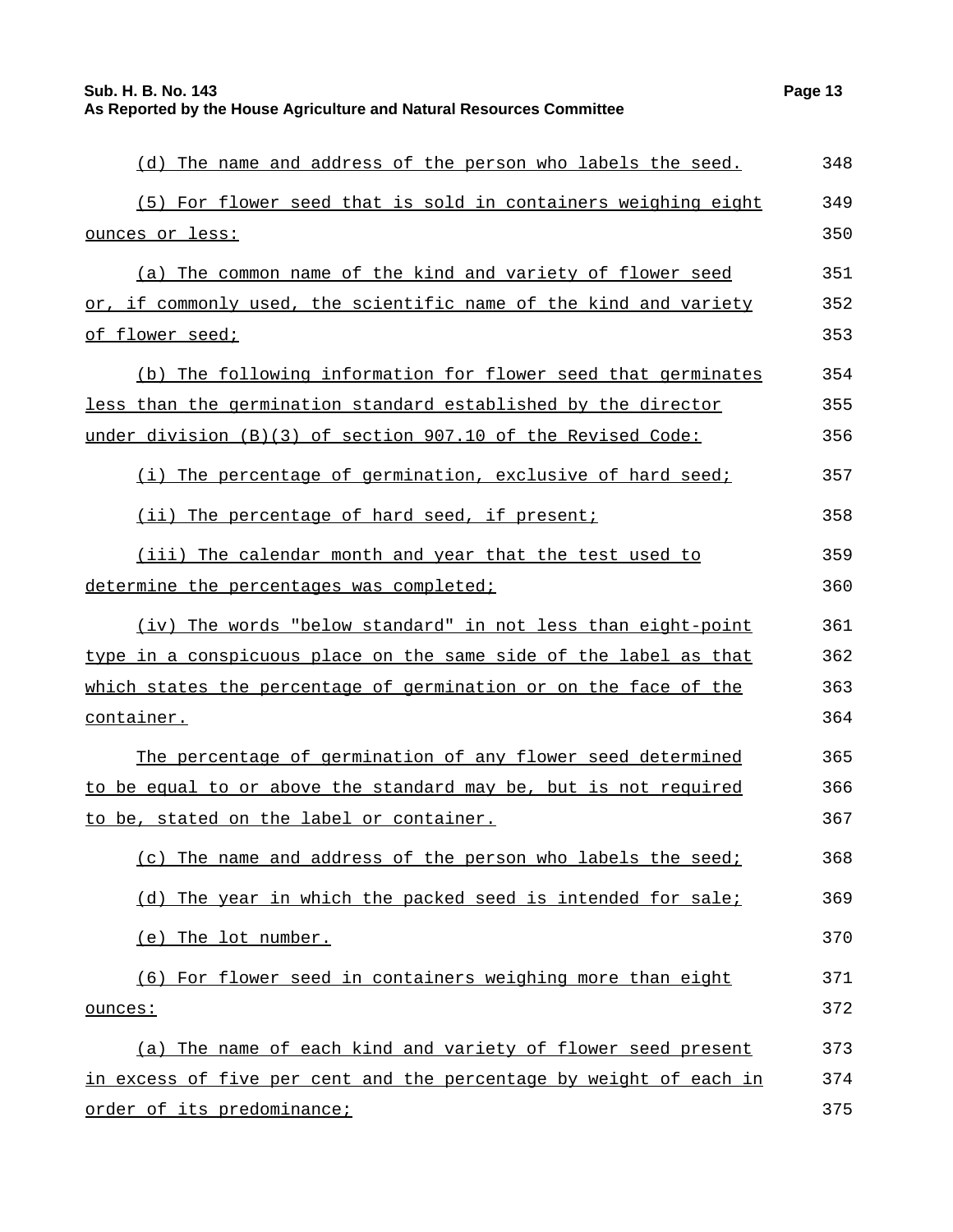(d) The name and address of the person who labels the seed.

(5) For flower seed that is sold in containers weighing eight ounces or less:

(a) The common name of the kind and variety of flower seed or, if commonly used, the scientific name of the kind and variety of flower seed;

(b) The following information for flower seed that germinates less than the germination standard established by the director under division (B)(3) of section 907.10 of the Revised Code:

(i) The percentage of germination, exclusive of hard seed;

(ii) The percentage of hard seed, if present;

(iii) The calendar month and year that the test used to determine the percentages was completed;

(iv) The words "below standard" in not less than eight-point type in a conspicuous place on the same side of the label as that which states the percentage of germination or on the face of the container.

The percentage of germination of any flower seed determined to be equal to or above the standard may be, but is not required to be, stated on the label or container.

(c) The name and address of the person who labels the seed;

(d) The year in which the packed seed is intended for sale;

(e) The lot number.

(6) For flower seed in containers weighing more than eight ounces:

(a) The name of each kind and variety of flower seed present in excess of five per cent and the percentage by weight of each in order of its predominance;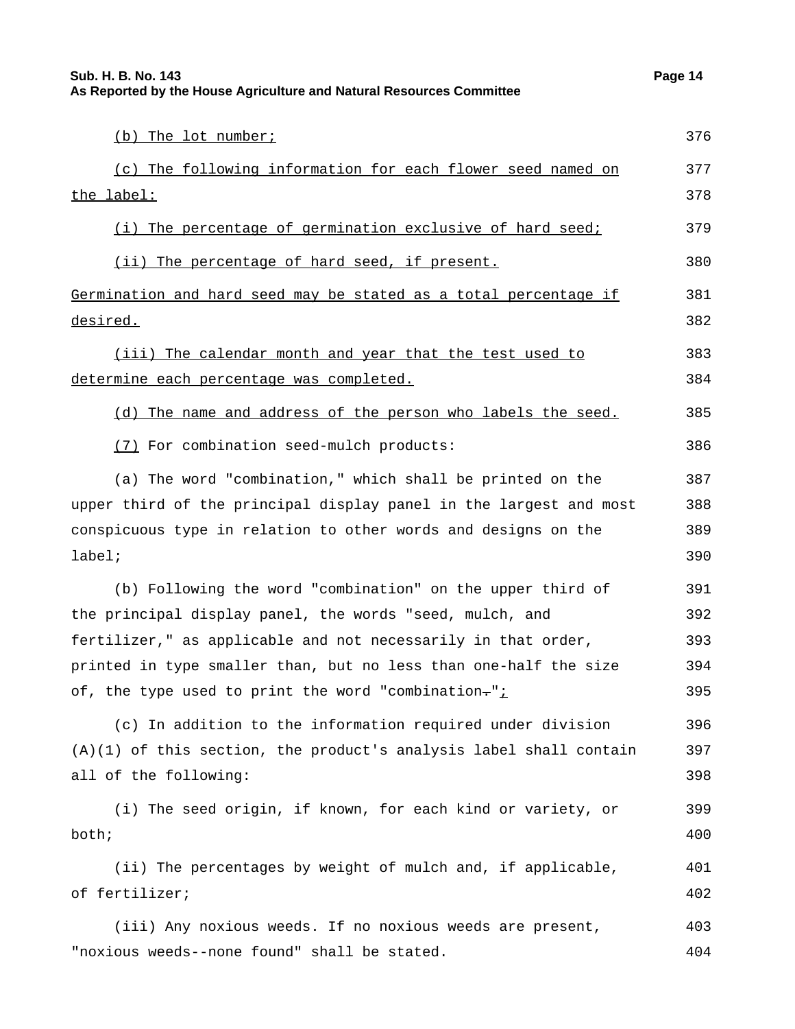(b) The lot number;

(c) The following information for each flower seed named on the label:

(i) The percentage of germination exclusive of hard seed;

(ii) The percentage of hard seed, if present. Germination and hard seed may be stated as a total percentage if desired.

(iii) The calendar month and year that the test used to determine each percentage was completed.

(d) The name and address of the person who labels the seed.

(7) For combination seed-mulch products:

(a) The word "combination," which shall be printed on the upper third of the principal display panel in the largest and most conspicuous type in relation to other words and designs on the label;

(b) Following the word "combination" on the upper third of the principal display panel, the words "seed, mulch, and fertilizer," as applicable and not necessarily in that order, printed in type smaller than, but no less than one-half the size of, the type used to print the word "combination.";

(c) In addition to the information required under division (A)(1) of this section, the product's analysis label shall contain all of the following:

(i) The seed origin, if known, for each kind or variety, or both;

(ii) The percentages by weight of mulch and, if applicable, of fertilizer;

(iii) Any noxious weeds. If no noxious weeds are present, "noxious weeds--none found" shall be stated.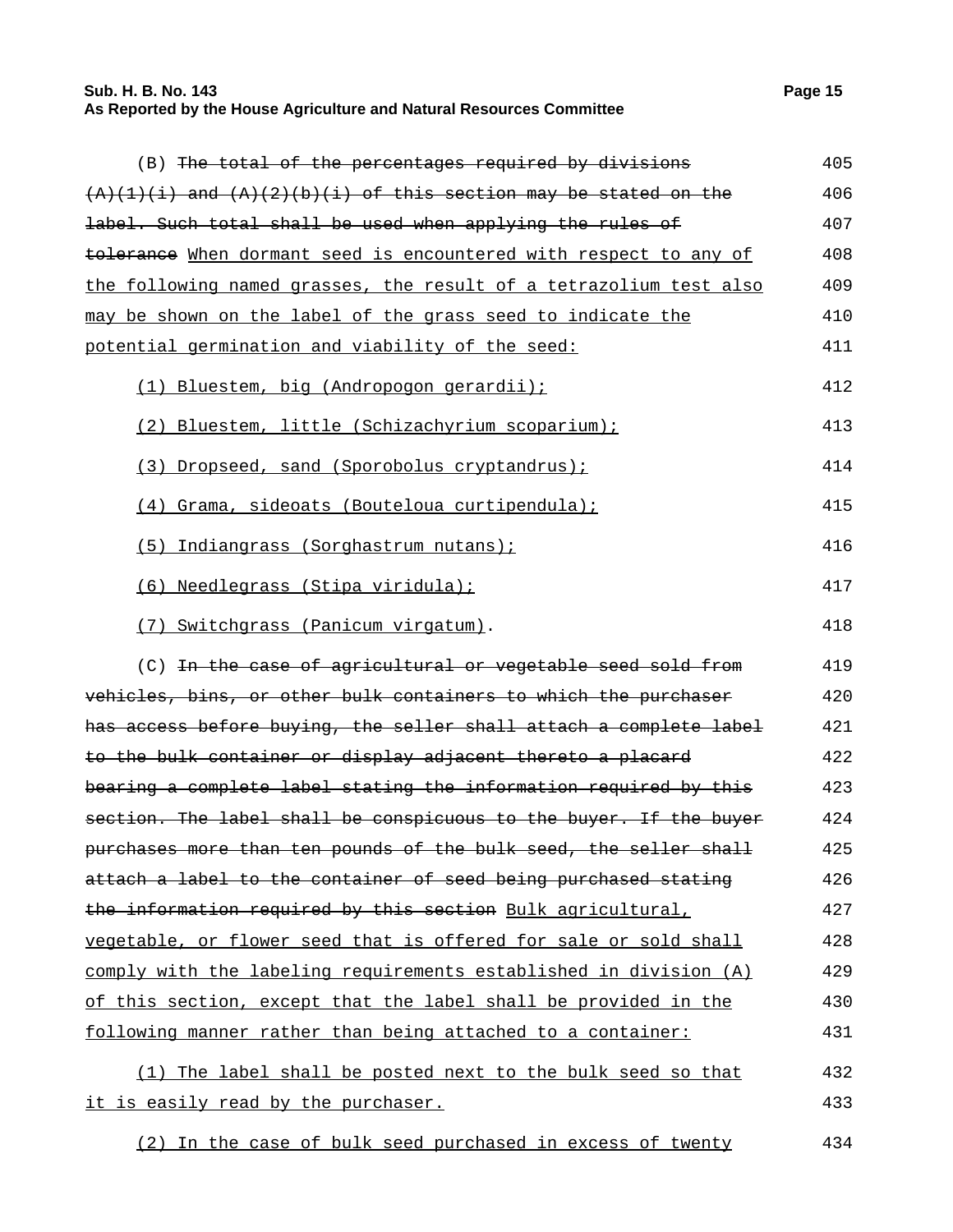(B) ~~The total of the percentages required by divisions (A)(1)(i) and (A)(2)(b)(i) of this section may be stated on the label. Such total shall be used when applying the rules of tolerance~~ <u>When dormant seed is encountered with respect to any of the following named grasses, the result of a tetrazolium test also may be shown on the label of the grass seed to indicate the potential germination and viability of the seed:</u>

<u>(1) Bluestem, big (Andropogon gerardii);</u>

<u>(2) Bluestem, little (Schizachyrium scoparium);</u>

<u>(3) Dropseed, sand (Sporobolus cryptandrus);</u>

<u>(4) Grama, sideoats (Bouteloua curtipendula);</u>

<u>(5) Indiangrass (Sorghastrum nutans);</u>

<u>(6) Needlegrass (Stipa viridula);</u>

<u>(7) Switchgrass (Panicum virgatum)</u>.

(C) ~~In the case of agricultural or vegetable seed sold from vehicles, bins, or other bulk containers to which the purchaser has access before buying, the seller shall attach a complete label to the bulk container or display adjacent thereto a placard bearing a complete label stating the information required by this section. The label shall be conspicuous to the buyer. If the buyer purchases more than ten pounds of the bulk seed, the seller shall attach a label to the container of seed being purchased stating the information required by this section~~ <u>Bulk agricultural, vegetable, or flower seed that is offered for sale or sold shall comply with the labeling requirements established in division (A) of this section, except that the label shall be provided in the following manner rather than being attached to a container:</u>

<u>(1) The label shall be posted next to the bulk seed so that it is easily read by the purchaser.</u>

<u>(2) In the case of bulk seed purchased in excess of twenty</u>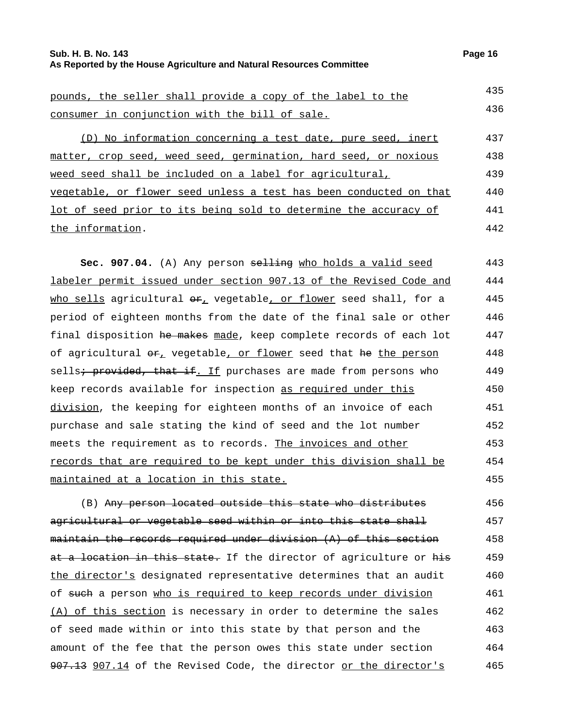pounds, the seller shall provide a copy of the label to the consumer in conjunction with the bill of sale.

(D) No information concerning a test date, pure seed, inert matter, crop seed, weed seed, germination, hard seed, or noxious weed seed shall be included on a label for agricultural, vegetable, or flower seed unless a test has been conducted on that lot of seed prior to its being sold to determine the accuracy of the information.

**Sec. 907.04.** (A) Any person ~~selling~~ who holds a valid seed labeler permit issued under section 907.13 of the Revised Code and who sells agricultural ~~or~~, vegetable, or flower seed shall, for a period of eighteen months from the date of the final sale or other final disposition ~~he makes~~ made, keep complete records of each lot of agricultural ~~or~~, vegetable, or flower seed that ~~he~~ the person sells~~; provided, that if~~. If purchases are made from persons who keep records available for inspection as required under this division, the keeping for eighteen months of an invoice of each purchase and sale stating the kind of seed and the lot number meets the requirement as to records. The invoices and other records that are required to be kept under this division shall be maintained at a location in this state.

(B) ~~Any person located outside this state who distributes agricultural or vegetable seed within or into this state shall maintain the records required under division (A) of this section at a location in this state.~~ If the director of agriculture or ~~his~~ the director's designated representative determines that an audit of ~~such~~ a person who is required to keep records under division (A) of this section is necessary in order to determine the sales of seed made within or into this state by that person and the amount of the fee that the person owes this state under section ~~907.13~~ 907.14 of the Revised Code, the director or the director's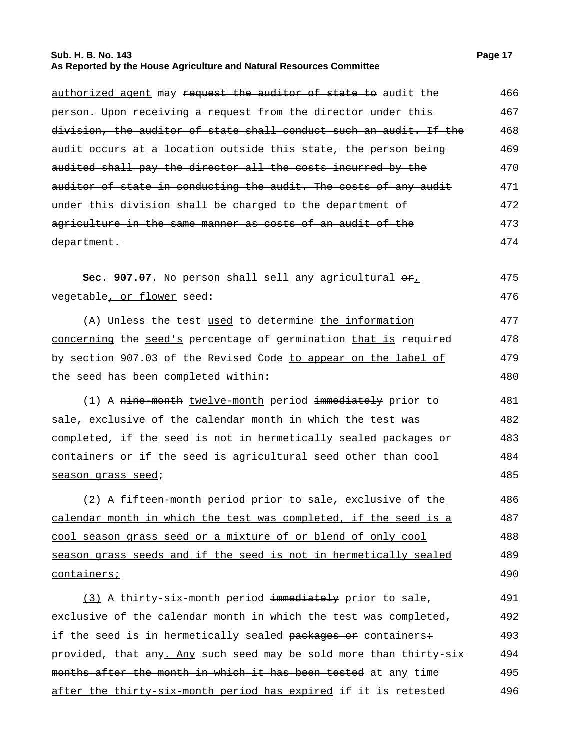authorized agent may ~~request the auditor of state to~~ audit the person. ~~Upon receiving a request from the director under this division, the auditor of state shall conduct such an audit. If the audit occurs at a location outside this state, the person being audited shall pay the director all the costs incurred by the auditor of state in conducting the audit. The costs of any audit under this division shall be charged to the department of agriculture in the same manner as costs of an audit of the department.~~

**Sec. 907.07.** No person shall sell any agricultural ~~or~~, vegetable, or flower seed:

(A) Unless the test used to determine the information concerning the seed's percentage of germination that is required by section 907.03 of the Revised Code to appear on the label of the seed has been completed within:

(1) A ~~nine-month~~ twelve-month period ~~immediately~~ prior to sale, exclusive of the calendar month in which the test was completed, if the seed is not in hermetically sealed ~~packages or~~ containers or if the seed is agricultural seed other than cool season grass seed;

(2) A fifteen-month period prior to sale, exclusive of the calendar month in which the test was completed, if the seed is a cool season grass seed or a mixture of or blend of only cool season grass seeds and if the seed is not in hermetically sealed containers;

(3) A thirty-six-month period ~~immediately~~ prior to sale, exclusive of the calendar month in which the test was completed, if the seed is in hermetically sealed ~~packages or~~ containers~~: provided, that any~~. Any such seed may be sold ~~more than thirty-six months after the month in which it has been tested~~ at any time after the thirty-six-month period has expired if it is retested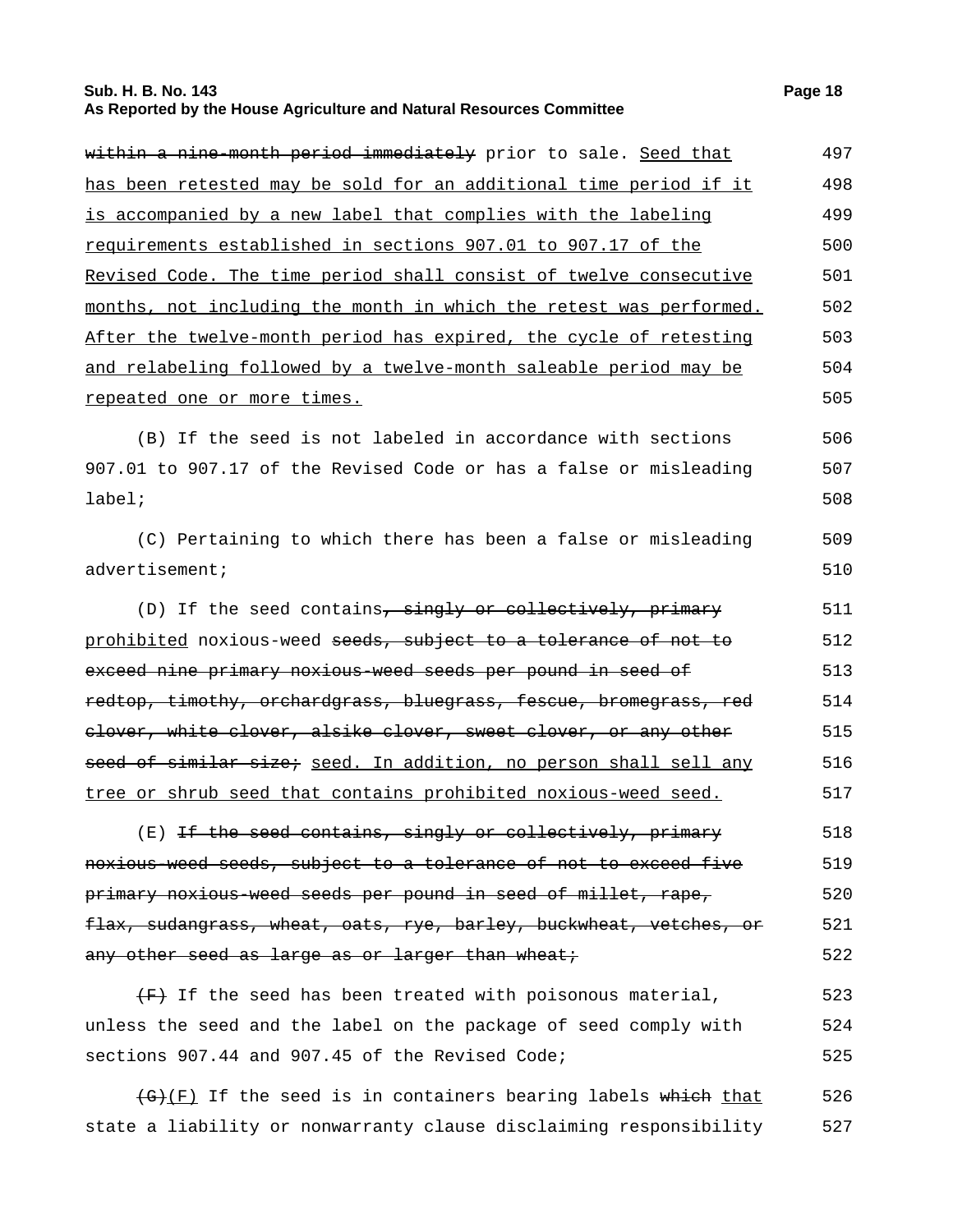~~within a nine-month period immediately~~ prior to sale. <u>Seed that has been retested may be sold for an additional time period if it is accompanied by a new label that complies with the labeling requirements established in sections 907.01 to 907.17 of the Revised Code. The time period shall consist of twelve consecutive months, not including the month in which the retest was performed. After the twelve-month period has expired, the cycle of retesting and relabeling followed by a twelve-month saleable period may be repeated one or more times.</u>

(B) If the seed is not labeled in accordance with sections 907.01 to 907.17 of the Revised Code or has a false or misleading label;

(C) Pertaining to which there has been a false or misleading advertisement;

(D) If the seed contains~~, singly or collectively, primary~~ <u>prohibited</u> noxious-weed ~~seeds, subject to a tolerance of not to exceed nine primary noxious-weed seeds per pound in seed of redtop, timothy, orchardgrass, bluegrass, fescue, bromegrass, red clover, white clover, alsike clover, sweet clover, or any other seed of similar size;~~ <u>seed. In addition, no person shall sell any tree or shrub seed that contains prohibited noxious-weed seed.</u>

(E) ~~If the seed contains, singly or collectively, primary noxious-weed seeds, subject to a tolerance of not to exceed five primary noxious-weed seeds per pound in seed of millet, rape, flax, sudangrass, wheat, oats, rye, barley, buckwheat, vetches, or any other seed as large as or larger than wheat;~~

~~(F)~~ If the seed has been treated with poisonous material, unless the seed and the label on the package of seed comply with sections 907.44 and 907.45 of the Revised Code;

~~(G)~~<u>(F)</u> If the seed is in containers bearing labels ~~which~~ <u>that</u> state a liability or nonwarranty clause disclaiming responsibility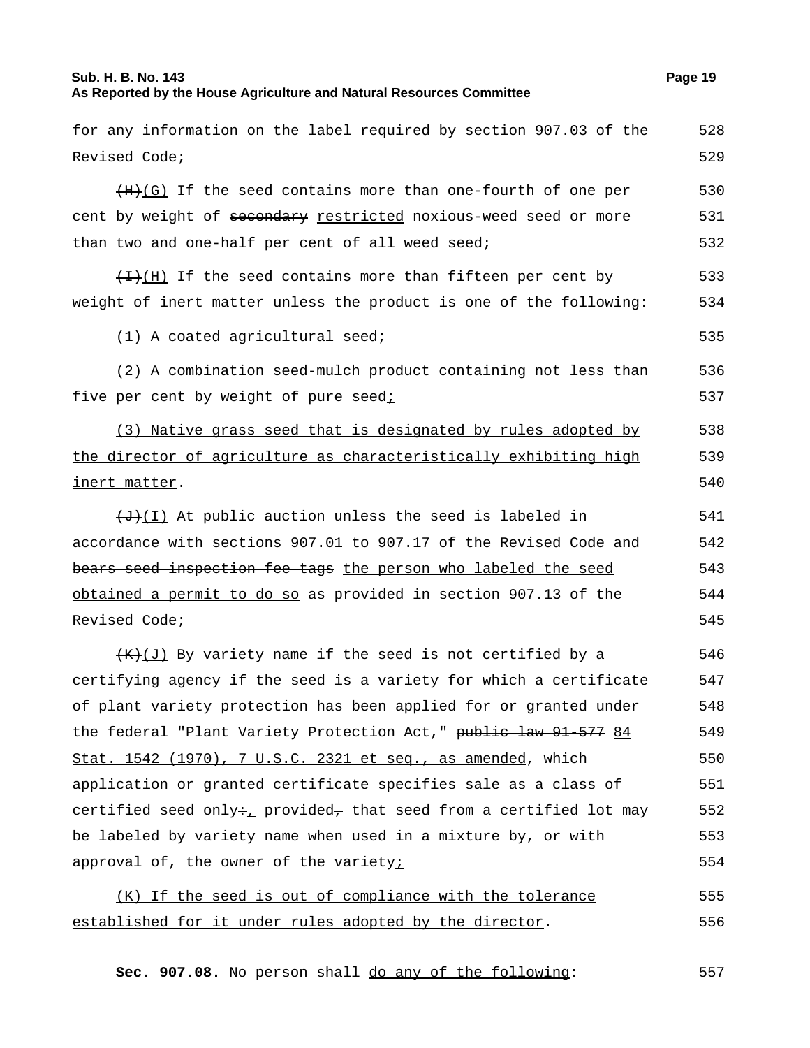for any information on the label required by section 907.03 of the Revised Code;

~~(H)~~(G) If the seed contains more than one-fourth of one per cent by weight of ~~secondary~~ restricted noxious-weed seed or more than two and one-half per cent of all weed seed;

~~(I)~~(H) If the seed contains more than fifteen per cent by weight of inert matter unless the product is one of the following:

(1) A coated agricultural seed;

(2) A combination seed-mulch product containing not less than five per cent by weight of pure seed;

(3) Native grass seed that is designated by rules adopted by the director of agriculture as characteristically exhibiting high inert matter.

~~(J)~~(I) At public auction unless the seed is labeled in accordance with sections 907.01 to 907.17 of the Revised Code and ~~bears seed inspection fee tags~~ the person who labeled the seed obtained a permit to do so as provided in section 907.13 of the Revised Code;

~~(K)~~(J) By variety name if the seed is not certified by a certifying agency if the seed is a variety for which a certificate of plant variety protection has been applied for or granted under the federal "Plant Variety Protection Act," ~~public law 91-577~~ 84 Stat. 1542 (1970), 7 U.S.C. 2321 et seq., as amended, which application or granted certificate specifies sale as a class of certified seed only~~:~~, provided~~,~~ that seed from a certified lot may be labeled by variety name when used in a mixture by, or with approval of, the owner of the variety;

(K) If the seed is out of compliance with the tolerance established for it under rules adopted by the director.

**Sec. 907.08.** No person shall do any of the following: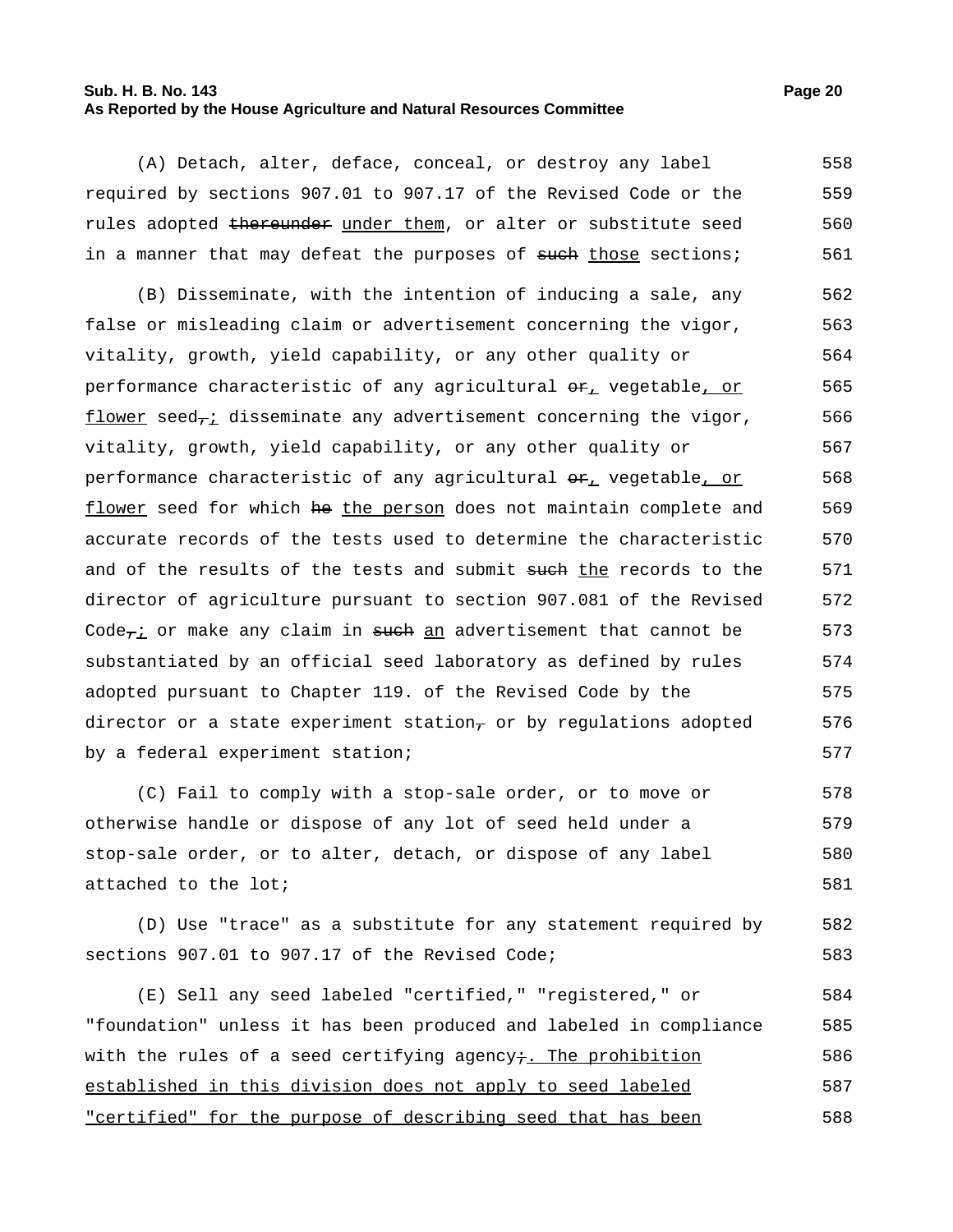(A) Detach, alter, deface, conceal, or destroy any label required by sections 907.01 to 907.17 of the Revised Code or the rules adopted ~~thereunder~~ <u>under them</u>, or alter or substitute seed in a manner that may defeat the purposes of ~~such~~ <u>those</u> sections;

(B) Disseminate, with the intention of inducing a sale, any false or misleading claim or advertisement concerning the vigor, vitality, growth, yield capability, or any other quality or performance characteristic of any agricultural ~~or~~<u>,</u> vegetable<u>, or flower</u> seed~~,~~<u>;</u> disseminate any advertisement concerning the vigor, vitality, growth, yield capability, or any other quality or performance characteristic of any agricultural ~~or~~<u>,</u> vegetable<u>, or flower</u> seed for which ~~he~~ <u>the person</u> does not maintain complete and accurate records of the tests used to determine the characteristic and of the results of the tests and submit ~~such~~ <u>the</u> records to the director of agriculture pursuant to section 907.081 of the Revised Code~~,~~<u>;</u> or make any claim in ~~such~~ <u>an</u> advertisement that cannot be substantiated by an official seed laboratory as defined by rules adopted pursuant to Chapter 119. of the Revised Code by the director or a state experiment station~~,~~ or by regulations adopted by a federal experiment station;

(C) Fail to comply with a stop-sale order, or to move or otherwise handle or dispose of any lot of seed held under a stop-sale order, or to alter, detach, or dispose of any label attached to the lot;

(D) Use "trace" as a substitute for any statement required by sections 907.01 to 907.17 of the Revised Code;

(E) Sell any seed labeled "certified," "registered," or "foundation" unless it has been produced and labeled in compliance with the rules of a seed certifying agency~~;~~<u>. The prohibition established in this division does not apply to seed labeled "certified" for the purpose of describing seed that has been</u>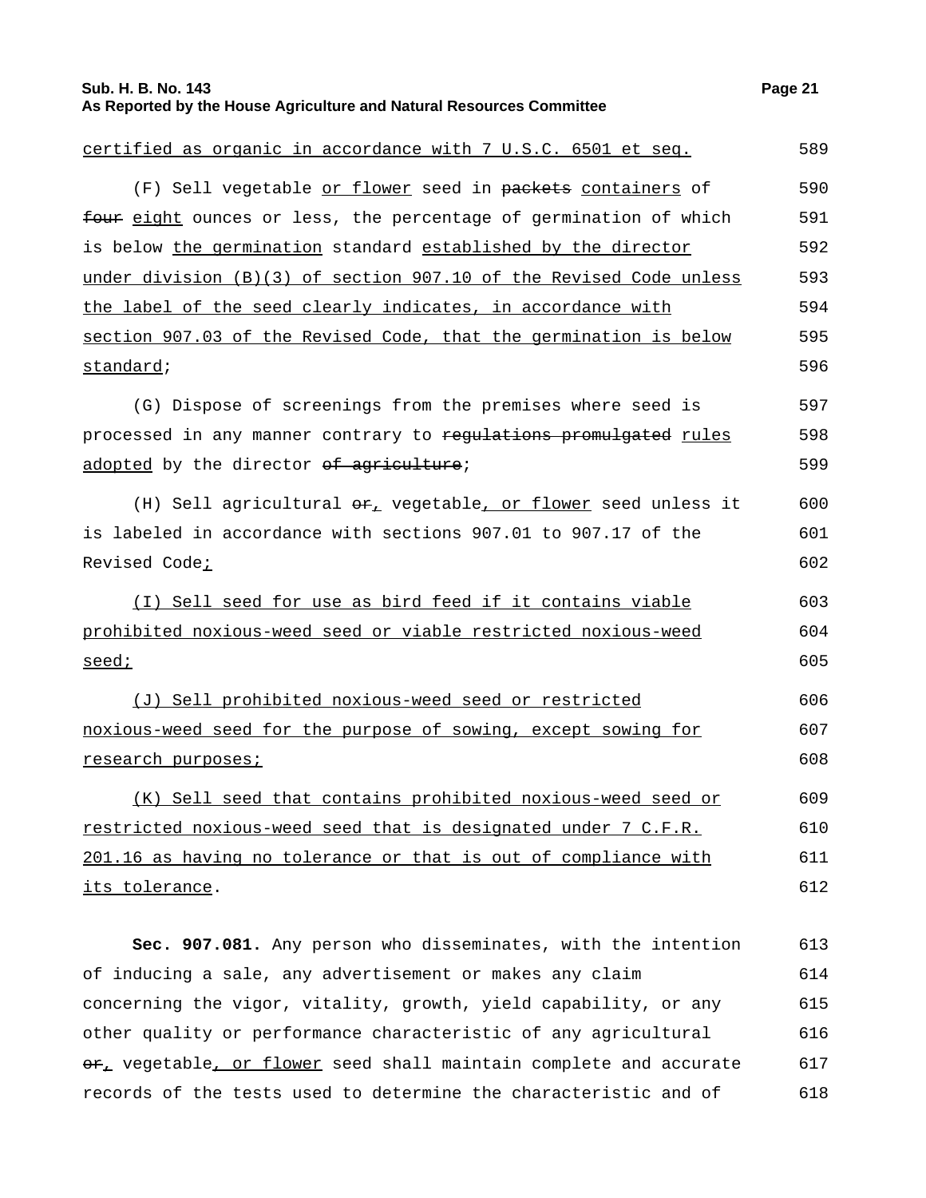certified as organic in accordance with 7 U.S.C. 6501 et seq.

(F) Sell vegetable or flower seed in ~~packets~~ containers of ~~four~~ eight ounces or less, the percentage of germination of which is below the germination standard established by the director under division (B)(3) of section 907.10 of the Revised Code unless the label of the seed clearly indicates, in accordance with section 907.03 of the Revised Code, that the germination is below standard;

(G) Dispose of screenings from the premises where seed is processed in any manner contrary to ~~regulations promulgated~~ rules adopted by the director ~~of agriculture~~;

(H) Sell agricultural ~~or~~, vegetable, or flower seed unless it is labeled in accordance with sections 907.01 to 907.17 of the Revised Code;

(I) Sell seed for use as bird feed if it contains viable prohibited noxious-weed seed or viable restricted noxious-weed seed;

(J) Sell prohibited noxious-weed seed or restricted noxious-weed seed for the purpose of sowing, except sowing for research purposes;

(K) Sell seed that contains prohibited noxious-weed seed or restricted noxious-weed seed that is designated under 7 C.F.R. 201.16 as having no tolerance or that is out of compliance with its tolerance.

**Sec. 907.081.** Any person who disseminates, with the intention of inducing a sale, any advertisement or makes any claim concerning the vigor, vitality, growth, yield capability, or any other quality or performance characteristic of any agricultural ~~or~~, vegetable, or flower seed shall maintain complete and accurate records of the tests used to determine the characteristic and of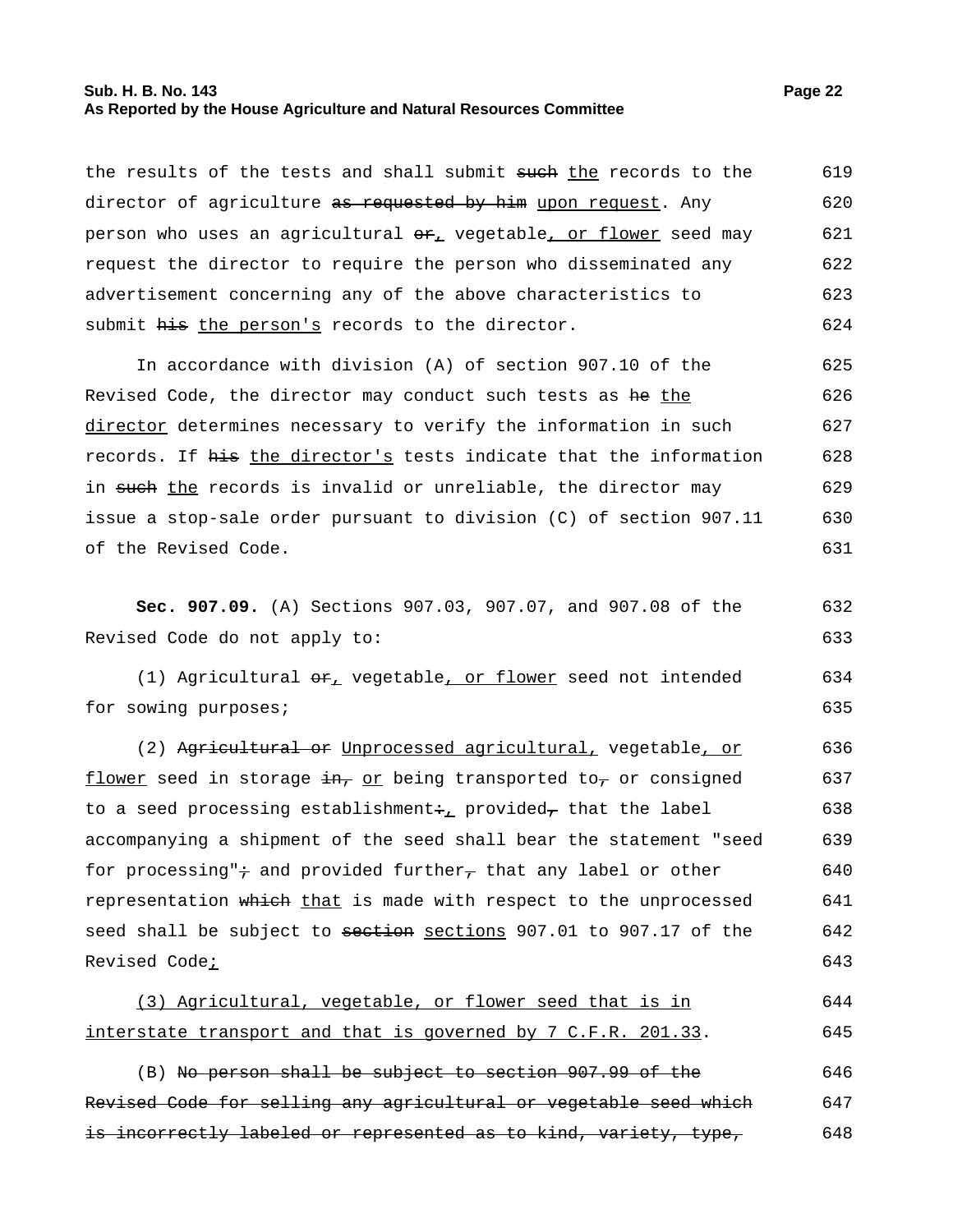the results of the tests and shall submit ~~such~~ <u>the</u> records to the director of agriculture ~~as requested by him~~ <u>upon request</u>. Any person who uses an agricultural ~~or~~<u>,</u> vegetable<u>, or flower</u> seed may request the director to require the person who disseminated any advertisement concerning any of the above characteristics to submit ~~his~~ <u>the person's</u> records to the director.

In accordance with division (A) of section 907.10 of the Revised Code, the director may conduct such tests as ~~he~~ <u>the director</u> determines necessary to verify the information in such records. If ~~his~~ <u>the director's</u> tests indicate that the information in ~~such~~ <u>the</u> records is invalid or unreliable, the director may issue a stop-sale order pursuant to division (C) of section 907.11 of the Revised Code.

**Sec. 907.09.** (A) Sections 907.03, 907.07, and 907.08 of the Revised Code do not apply to:

(1) Agricultural ~~or~~<u>,</u> vegetable<u>, or flower</u> seed not intended for sowing purposes;

(2) ~~Agricultural or~~ <u>Unprocessed agricultural,</u> vegetable<u>, or flower</u> seed in storage ~~in,~~ <u>or</u> being transported to~~,~~ or consigned to a seed processing establishment~~;~~<u>,</u> provided~~,~~ that the label accompanying a shipment of the seed shall bear the statement "seed for processing"~~;~~ and provided further~~,~~ that any label or other representation ~~which~~ <u>that</u> is made with respect to the unprocessed seed shall be subject to ~~section~~ <u>sections</u> 907.01 to 907.17 of the Revised Code<u>;</u>

<u>(3) Agricultural, vegetable, or flower seed that is in interstate transport and that is governed by 7 C.F.R. 201.33</u>.

(B) ~~No person shall be subject to section 907.99 of the Revised Code for selling any agricultural or vegetable seed which is incorrectly labeled or represented as to kind, variety, type,~~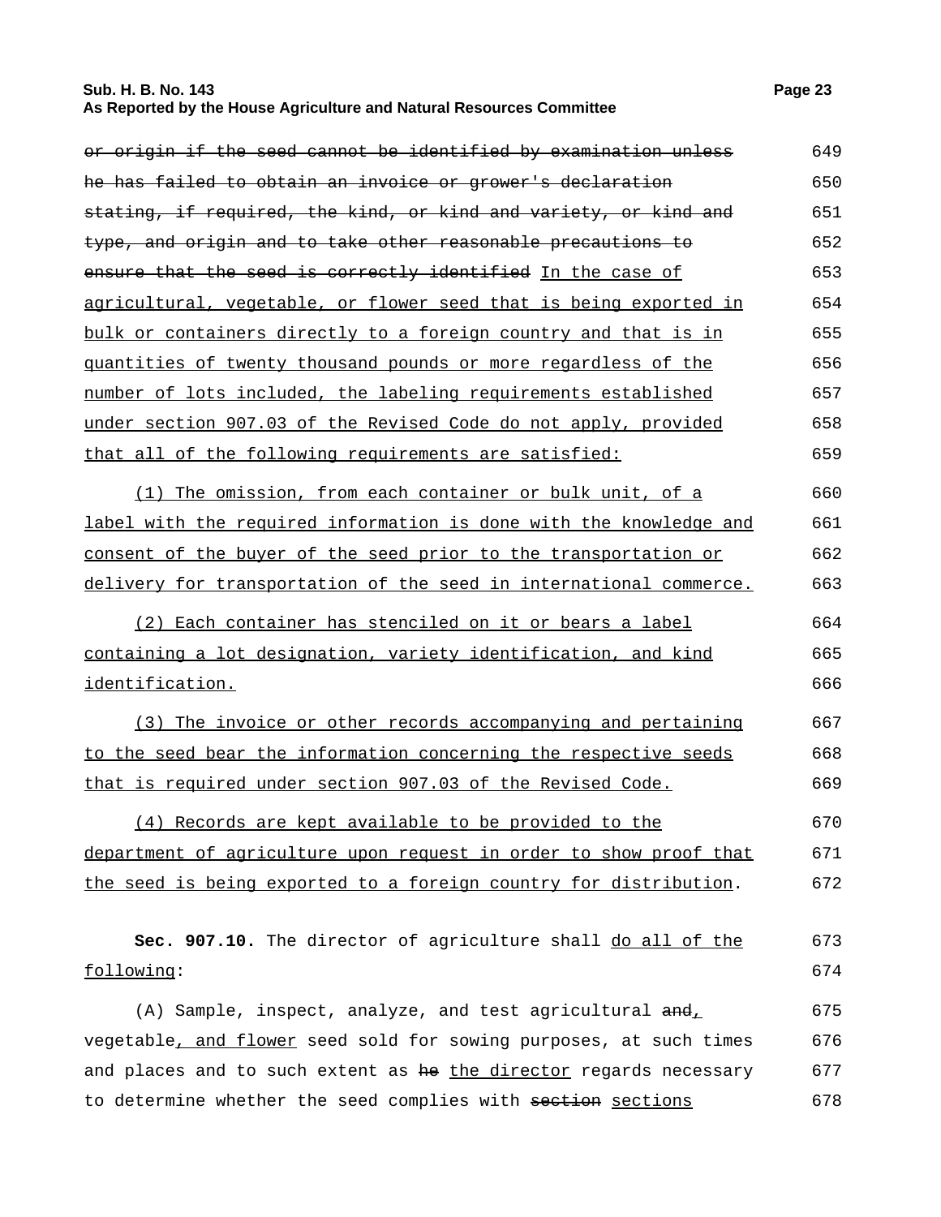~~or origin if the seed cannot be identified by examination unless he has failed to obtain an invoice or grower's declaration stating, if required, the kind, or kind and variety, or kind and type, and origin and to take other reasonable precautions to ensure that the seed is correctly identified~~ <u>In the case of agricultural, vegetable, or flower seed that is being exported in bulk or containers directly to a foreign country and that is in quantities of twenty thousand pounds or more regardless of the number of lots included, the labeling requirements established under section 907.03 of the Revised Code do not apply, provided that all of the following requirements are satisfied:</u>

<u>(1) The omission, from each container or bulk unit, of a label with the required information is done with the knowledge and consent of the buyer of the seed prior to the transportation or delivery for transportation of the seed in international commerce.</u>

<u>(2) Each container has stenciled on it or bears a label containing a lot designation, variety identification, and kind identification.</u>

<u>(3) The invoice or other records accompanying and pertaining to the seed bear the information concerning the respective seeds that is required under section 907.03 of the Revised Code.</u>

<u>(4) Records are kept available to be provided to the department of agriculture upon request in order to show proof that the seed is being exported to a foreign country for distribution</u>.

**Sec. 907.10.** The director of agriculture shall <u>do all of the following</u>:

(A) Sample, inspect, analyze, and test agricultural ~~and~~<u>,</u> vegetable<u>, and flower</u> seed sold for sowing purposes, at such times and places and to such extent as ~~he~~ <u>the director</u> regards necessary to determine whether the seed complies with ~~section~~ <u>sections</u>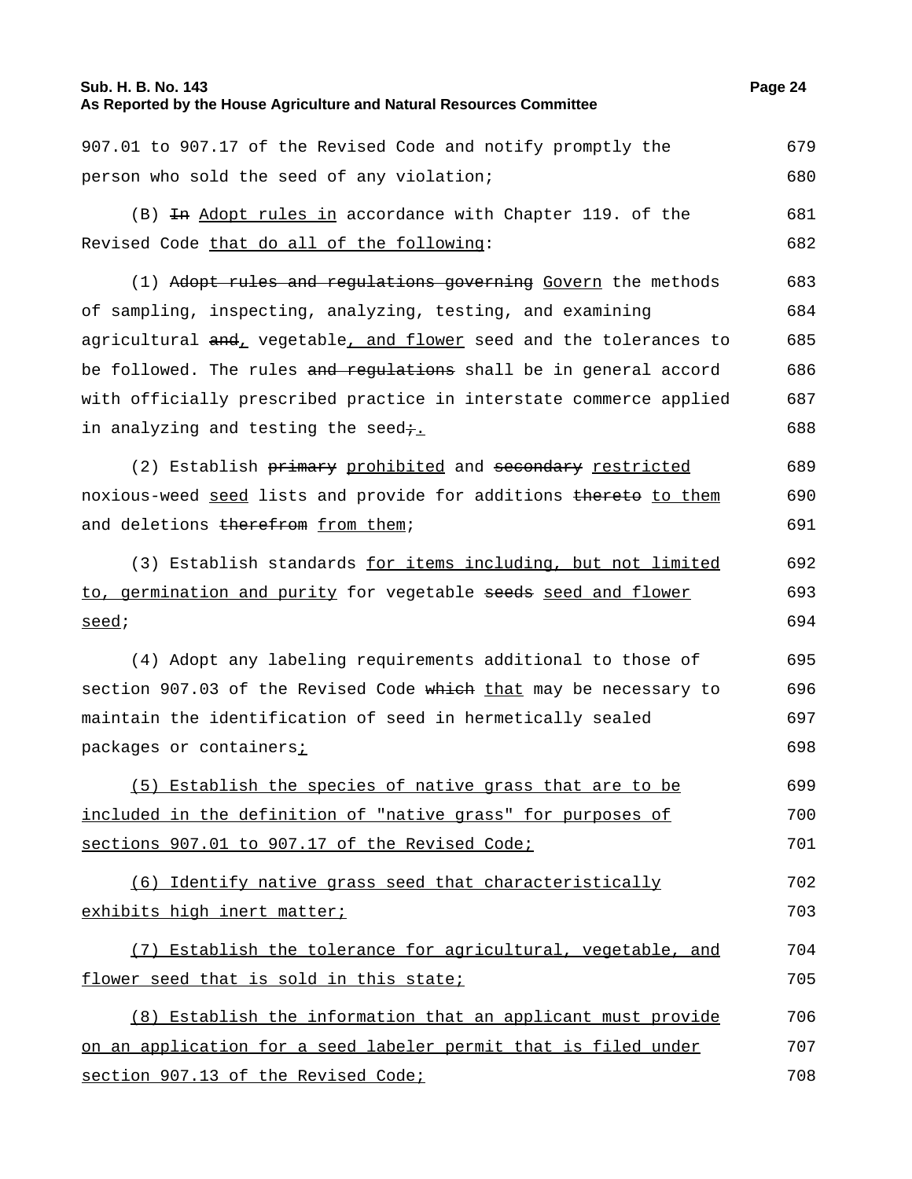907.01 to 907.17 of the Revised Code and notify promptly the person who sold the seed of any violation;

(B) ~~In~~ Adopt rules in accordance with Chapter 119. of the Revised Code that do all of the following:

(1) ~~Adopt rules and regulations governing~~ Govern the methods of sampling, inspecting, analyzing, testing, and examining agricultural ~~and~~, vegetable, and flower seed and the tolerances to be followed. The rules ~~and regulations~~ shall be in general accord with officially prescribed practice in interstate commerce applied in analyzing and testing the seed~~;~~.

(2) Establish ~~primary~~ prohibited and ~~secondary~~ restricted noxious-weed seed lists and provide for additions ~~thereto~~ to them and deletions ~~therefrom~~ from them;

(3) Establish standards for items including, but not limited to, germination and purity for vegetable ~~seeds~~ seed and flower seed;

(4) Adopt any labeling requirements additional to those of section 907.03 of the Revised Code ~~which~~ that may be necessary to maintain the identification of seed in hermetically sealed packages or containers;

(5) Establish the species of native grass that are to be included in the definition of "native grass" for purposes of sections 907.01 to 907.17 of the Revised Code;

(6) Identify native grass seed that characteristically exhibits high inert matter;

(7) Establish the tolerance for agricultural, vegetable, and flower seed that is sold in this state;

(8) Establish the information that an applicant must provide on an application for a seed labeler permit that is filed under section 907.13 of the Revised Code;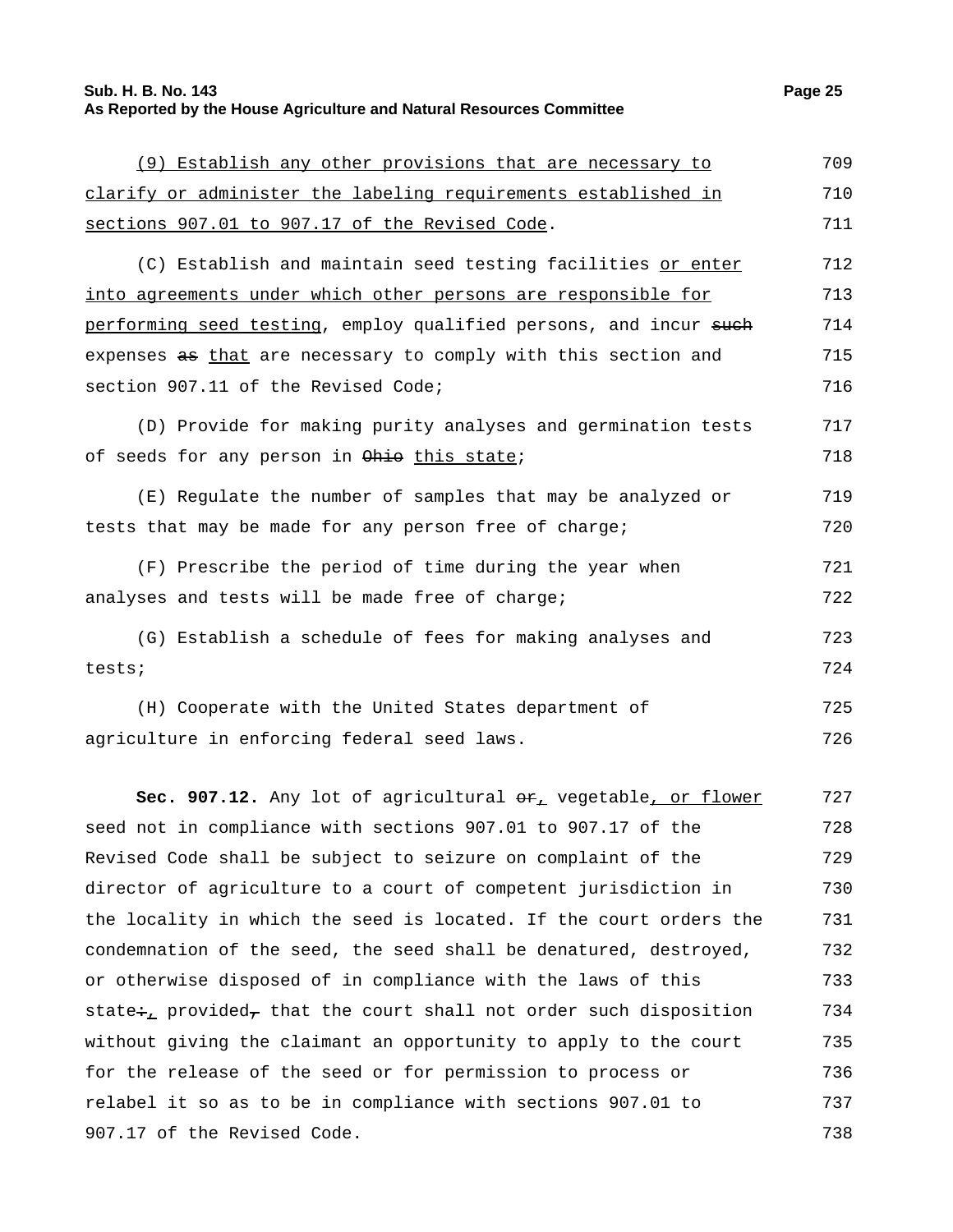(9) Establish any other provisions that are necessary to clarify or administer the labeling requirements established in sections 907.01 to 907.17 of the Revised Code.

(C) Establish and maintain seed testing facilities or enter into agreements under which other persons are responsible for performing seed testing, employ qualified persons, and incur such expenses as that are necessary to comply with this section and section 907.11 of the Revised Code;

(D) Provide for making purity analyses and germination tests of seeds for any person in Ohio this state;

(E) Regulate the number of samples that may be analyzed or tests that may be made for any person free of charge;

(F) Prescribe the period of time during the year when analyses and tests will be made free of charge;

(G) Establish a schedule of fees for making analyses and tests;

(H) Cooperate with the United States department of agriculture in enforcing federal seed laws.

**Sec. 907.12.** Any lot of agricultural or, vegetable, or flower seed not in compliance with sections 907.01 to 907.17 of the Revised Code shall be subject to seizure on complaint of the director of agriculture to a court of competent jurisdiction in the locality in which the seed is located. If the court orders the condemnation of the seed, the seed shall be denatured, destroyed, or otherwise disposed of in compliance with the laws of this state:, provided, that the court shall not order such disposition without giving the claimant an opportunity to apply to the court for the release of the seed or for permission to process or relabel it so as to be in compliance with sections 907.01 to 907.17 of the Revised Code.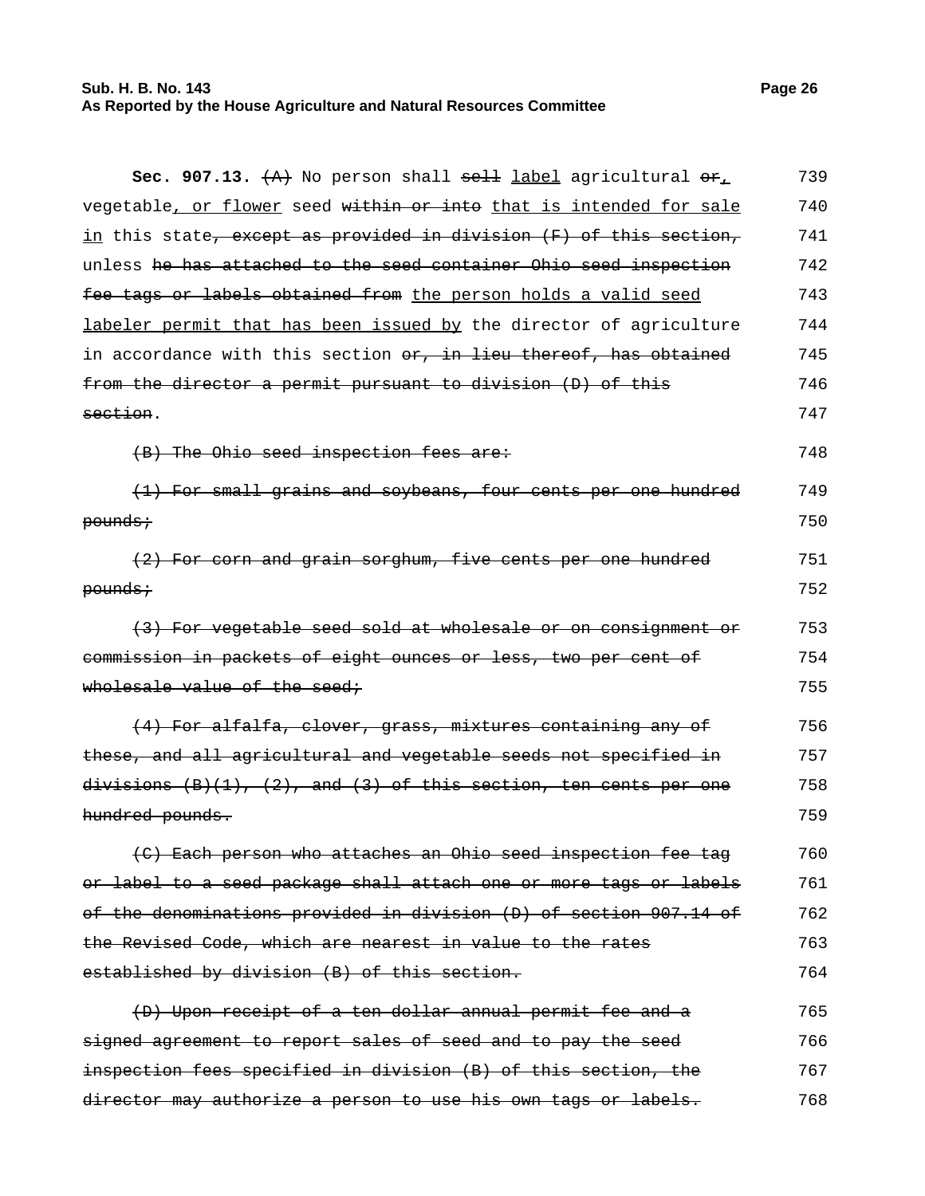**Sec. 907.13.** ~~(A)~~ No person shall ~~sell~~ label agricultural ~~or~~, vegetable, or flower seed ~~within or into~~ that is intended for sale in this state~~, except as provided in division (F) of this section,~~ unless ~~he has attached to the seed container Ohio seed inspection fee tags or labels obtained from~~ the person holds a valid seed labeler permit that has been issued by the director of agriculture in accordance with this section ~~or, in lieu thereof, has obtained from the director a permit pursuant to division (D) of this section~~.

~~(B) The Ohio seed inspection fees are:~~

~~(1) For small grains and soybeans, four cents per one hundred pounds;~~

~~(2) For corn and grain sorghum, five cents per one hundred pounds;~~

~~(3) For vegetable seed sold at wholesale or on consignment or commission in packets of eight ounces or less, two per cent of wholesale value of the seed;~~

~~(4) For alfalfa, clover, grass, mixtures containing any of these, and all agricultural and vegetable seeds not specified in divisions (B)(1), (2), and (3) of this section, ten cents per one hundred pounds.~~

~~(C) Each person who attaches an Ohio seed inspection fee tag or label to a seed package shall attach one or more tags or labels of the denominations provided in division (D) of section 907.14 of the Revised Code, which are nearest in value to the rates established by division (B) of this section.~~

~~(D) Upon receipt of a ten dollar annual permit fee and a signed agreement to report sales of seed and to pay the seed inspection fees specified in division (B) of this section, the director may authorize a person to use his own tags or labels.~~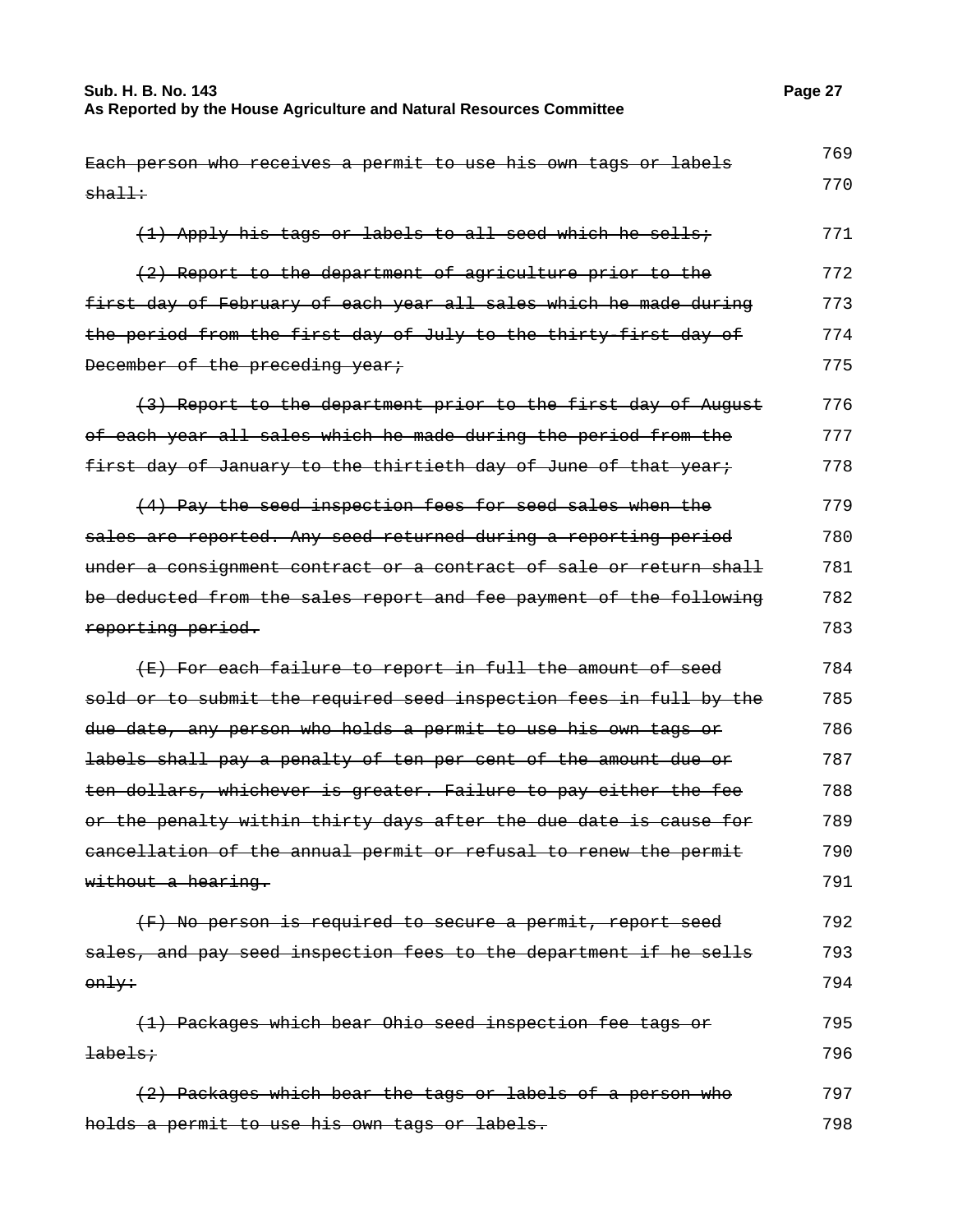~~Each person who receives a permit to use his own tags or labels shall:~~

~~(1) Apply his tags or labels to all seed which he sells;~~

~~(2) Report to the department of agriculture prior to the first day of February of each year all sales which he made during the period from the first day of July to the thirty-first day of December of the preceding year;~~

~~(3) Report to the department prior to the first day of August of each year all sales which he made during the period from the first day of January to the thirtieth day of June of that year;~~

~~(4) Pay the seed inspection fees for seed sales when the sales are reported. Any seed returned during a reporting period under a consignment contract or a contract of sale or return shall be deducted from the sales report and fee payment of the following reporting period.~~

~~(E) For each failure to report in full the amount of seed sold or to submit the required seed inspection fees in full by the due date, any person who holds a permit to use his own tags or labels shall pay a penalty of ten per cent of the amount due or ten dollars, whichever is greater. Failure to pay either the fee or the penalty within thirty days after the due date is cause for cancellation of the annual permit or refusal to renew the permit without a hearing.~~

~~(F) No person is required to secure a permit, report seed sales, and pay seed inspection fees to the department if he sells only:~~

~~(1) Packages which bear Ohio seed inspection fee tags or labels;~~

~~(2) Packages which bear the tags or labels of a person who holds a permit to use his own tags or labels.~~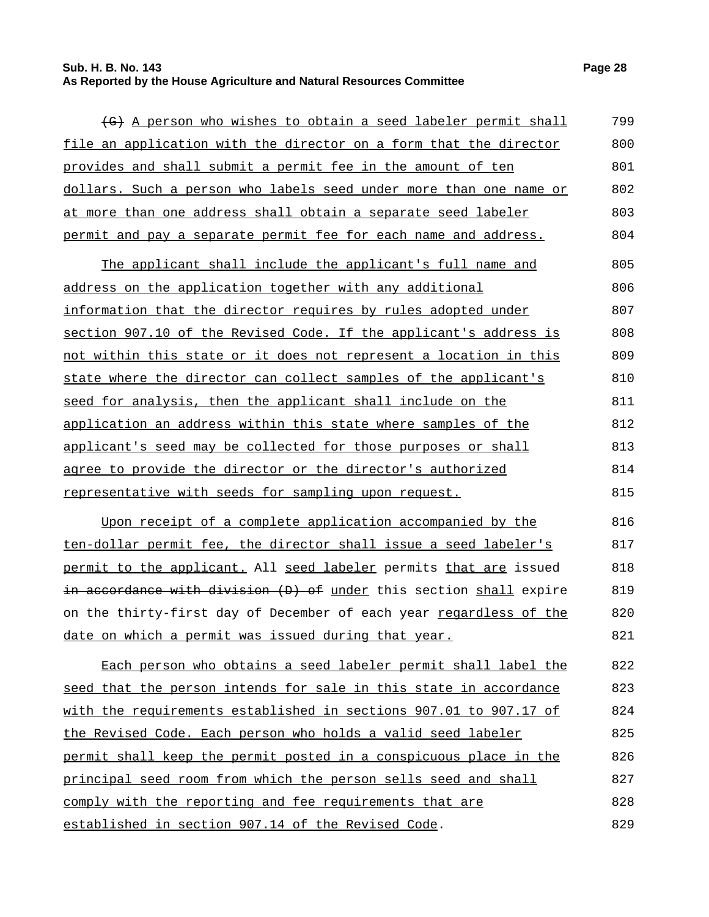(G) A person who wishes to obtain a seed labeler permit shall file an application with the director on a form that the director provides and shall submit a permit fee in the amount of ten dollars. Such a person who labels seed under more than one name or at more than one address shall obtain a separate seed labeler permit and pay a separate permit fee for each name and address.

The applicant shall include the applicant's full name and address on the application together with any additional information that the director requires by rules adopted under section 907.10 of the Revised Code. If the applicant's address is not within this state or it does not represent a location in this state where the director can collect samples of the applicant's seed for analysis, then the applicant shall include on the application an address within this state where samples of the applicant's seed may be collected for those purposes or shall agree to provide the director or the director's authorized representative with seeds for sampling upon request.

Upon receipt of a complete application accompanied by the ten-dollar permit fee, the director shall issue a seed labeler's permit to the applicant. All seed labeler permits that are issued in accordance with division (D) of under this section shall expire on the thirty-first day of December of each year regardless of the date on which a permit was issued during that year.

Each person who obtains a seed labeler permit shall label the seed that the person intends for sale in this state in accordance with the requirements established in sections 907.01 to 907.17 of the Revised Code. Each person who holds a valid seed labeler permit shall keep the permit posted in a conspicuous place in the principal seed room from which the person sells seed and shall comply with the reporting and fee requirements that are established in section 907.14 of the Revised Code.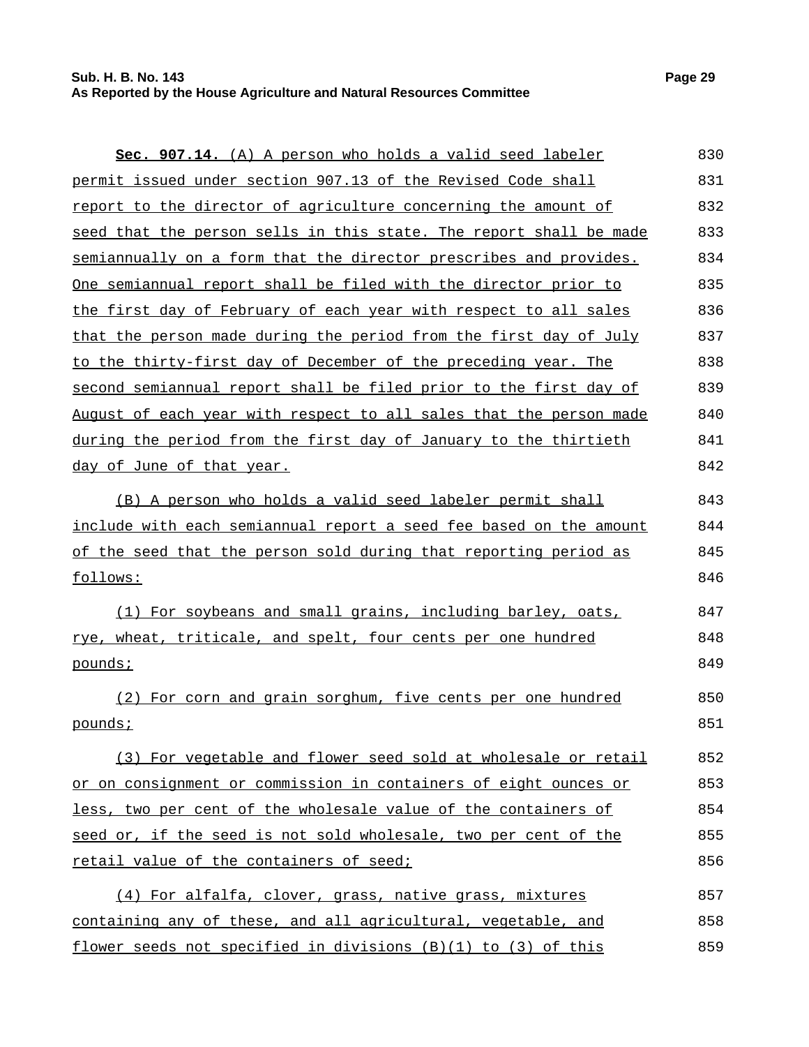**Sec. 907.14.** (A) A person who holds a valid seed labeler permit issued under section 907.13 of the Revised Code shall report to the director of agriculture concerning the amount of seed that the person sells in this state. The report shall be made semiannually on a form that the director prescribes and provides. One semiannual report shall be filed with the director prior to the first day of February of each year with respect to all sales that the person made during the period from the first day of July to the thirty-first day of December of the preceding year. The second semiannual report shall be filed prior to the first day of August of each year with respect to all sales that the person made during the period from the first day of January to the thirtieth day of June of that year.

(B) A person who holds a valid seed labeler permit shall include with each semiannual report a seed fee based on the amount of the seed that the person sold during that reporting period as follows:

(1) For soybeans and small grains, including barley, oats, rye, wheat, triticale, and spelt, four cents per one hundred pounds;

(2) For corn and grain sorghum, five cents per one hundred pounds;

(3) For vegetable and flower seed sold at wholesale or retail or on consignment or commission in containers of eight ounces or less, two per cent of the wholesale value of the containers of seed or, if the seed is not sold wholesale, two per cent of the retail value of the containers of seed;

(4) For alfalfa, clover, grass, native grass, mixtures containing any of these, and all agricultural, vegetable, and flower seeds not specified in divisions (B)(1) to (3) of this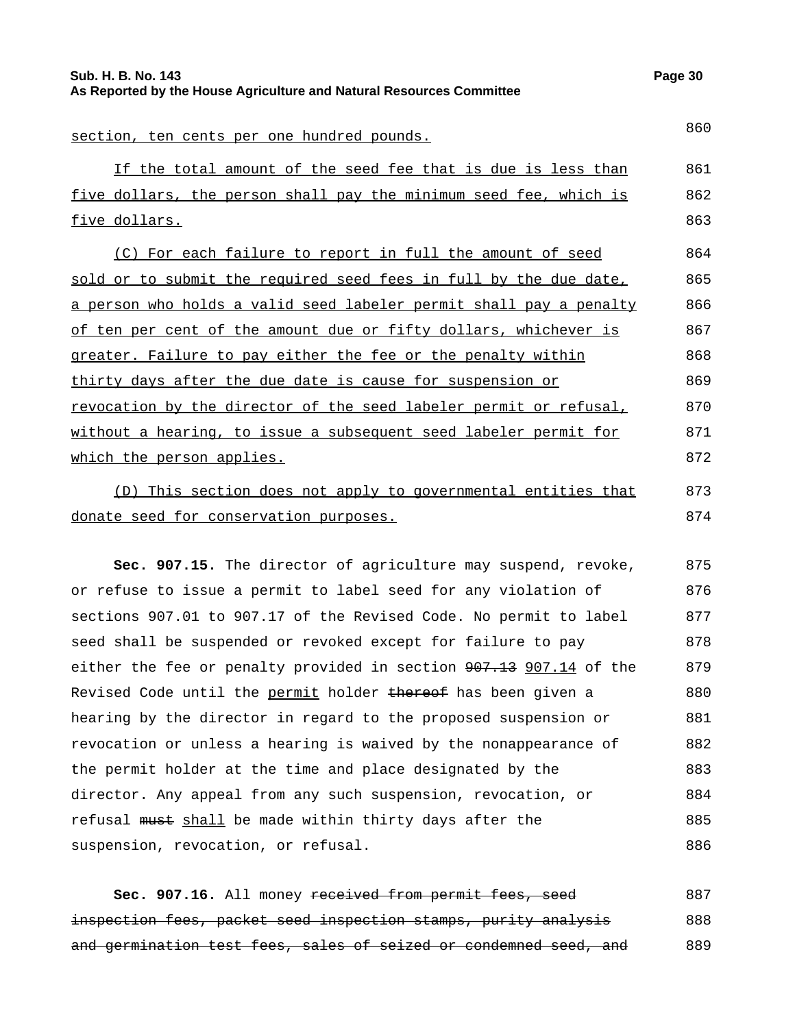section, ten cents per one hundred pounds.

If the total amount of the seed fee that is due is less than five dollars, the person shall pay the minimum seed fee, which is five dollars.

(C) For each failure to report in full the amount of seed sold or to submit the required seed fees in full by the due date, a person who holds a valid seed labeler permit shall pay a penalty of ten per cent of the amount due or fifty dollars, whichever is greater. Failure to pay either the fee or the penalty within thirty days after the due date is cause for suspension or revocation by the director of the seed labeler permit or refusal, without a hearing, to issue a subsequent seed labeler permit for which the person applies.

(D) This section does not apply to governmental entities that donate seed for conservation purposes.

**Sec. 907.15.** The director of agriculture may suspend, revoke, or refuse to issue a permit to label seed for any violation of sections 907.01 to 907.17 of the Revised Code. No permit to label seed shall be suspended or revoked except for failure to pay either the fee or penalty provided in section ~~907.13~~ 907.14 of the Revised Code until the permit holder ~~thereof~~ has been given a hearing by the director in regard to the proposed suspension or revocation or unless a hearing is waived by the nonappearance of the permit holder at the time and place designated by the director. Any appeal from any such suspension, revocation, or refusal ~~must~~ shall be made within thirty days after the suspension, revocation, or refusal.

**Sec. 907.16.** All money ~~received from permit fees, seed inspection fees, packet seed inspection stamps, purity analysis and germination test fees, sales of seized or condemned seed, and~~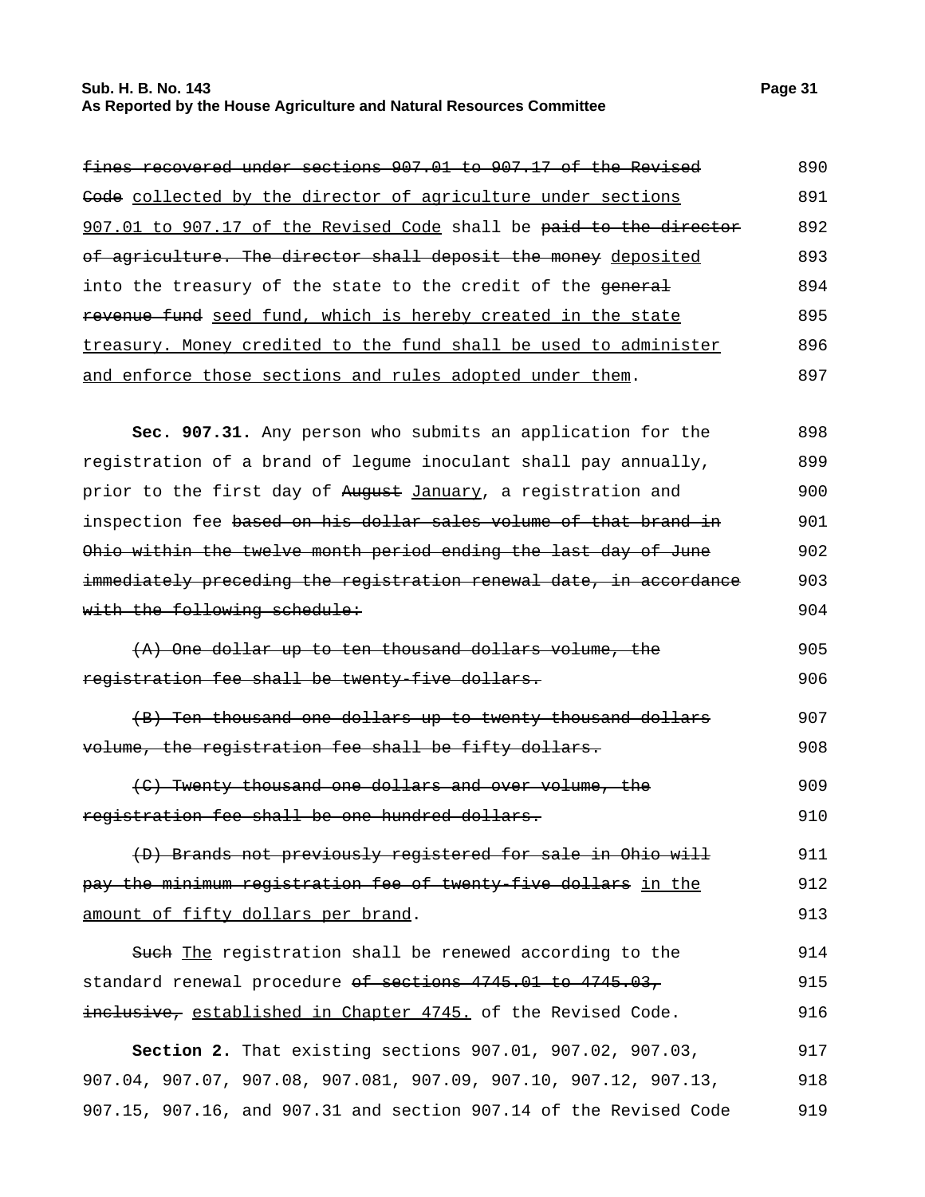~~fines recovered under sections 907.01 to 907.17 of the Revised Code~~ <u>collected by the director of agriculture under sections 907.01 to 907.17 of the Revised Code</u> shall be ~~paid to the director of agriculture. The director shall deposit the money~~ <u>deposited</u> into the treasury of the state to the credit of the ~~general revenue fund~~ <u>seed fund, which is hereby created in the state treasury. Money credited to the fund shall be used to administer and enforce those sections and rules adopted under them</u>.

**Sec. 907.31.** Any person who submits an application for the registration of a brand of legume inoculant shall pay annually, prior to the first day of ~~August~~ <u>January</u>, a registration and inspection fee ~~based on his dollar sales volume of that brand in Ohio within the twelve month period ending the last day of June immediately preceding the registration renewal date, in accordance with the following schedule:~~

~~(A) One dollar up to ten thousand dollars volume, the registration fee shall be twenty-five dollars.~~

~~(B) Ten thousand one dollars up to twenty thousand dollars volume, the registration fee shall be fifty dollars.~~

~~(C) Twenty thousand one dollars and over volume, the registration fee shall be one hundred dollars.~~

~~(D) Brands not previously registered for sale in Ohio will pay the minimum registration fee of twenty-five dollars~~ <u>in the amount of fifty dollars per brand</u>.

~~Such~~ <u>The</u> registration shall be renewed according to the standard renewal procedure ~~of sections 4745.01 to 4745.03, inclusive,~~ <u>established in Chapter 4745.</u> of the Revised Code.

**Section 2.** That existing sections 907.01, 907.02, 907.03, 907.04, 907.07, 907.08, 907.081, 907.09, 907.10, 907.12, 907.13, 907.15, 907.16, and 907.31 and section 907.14 of the Revised Code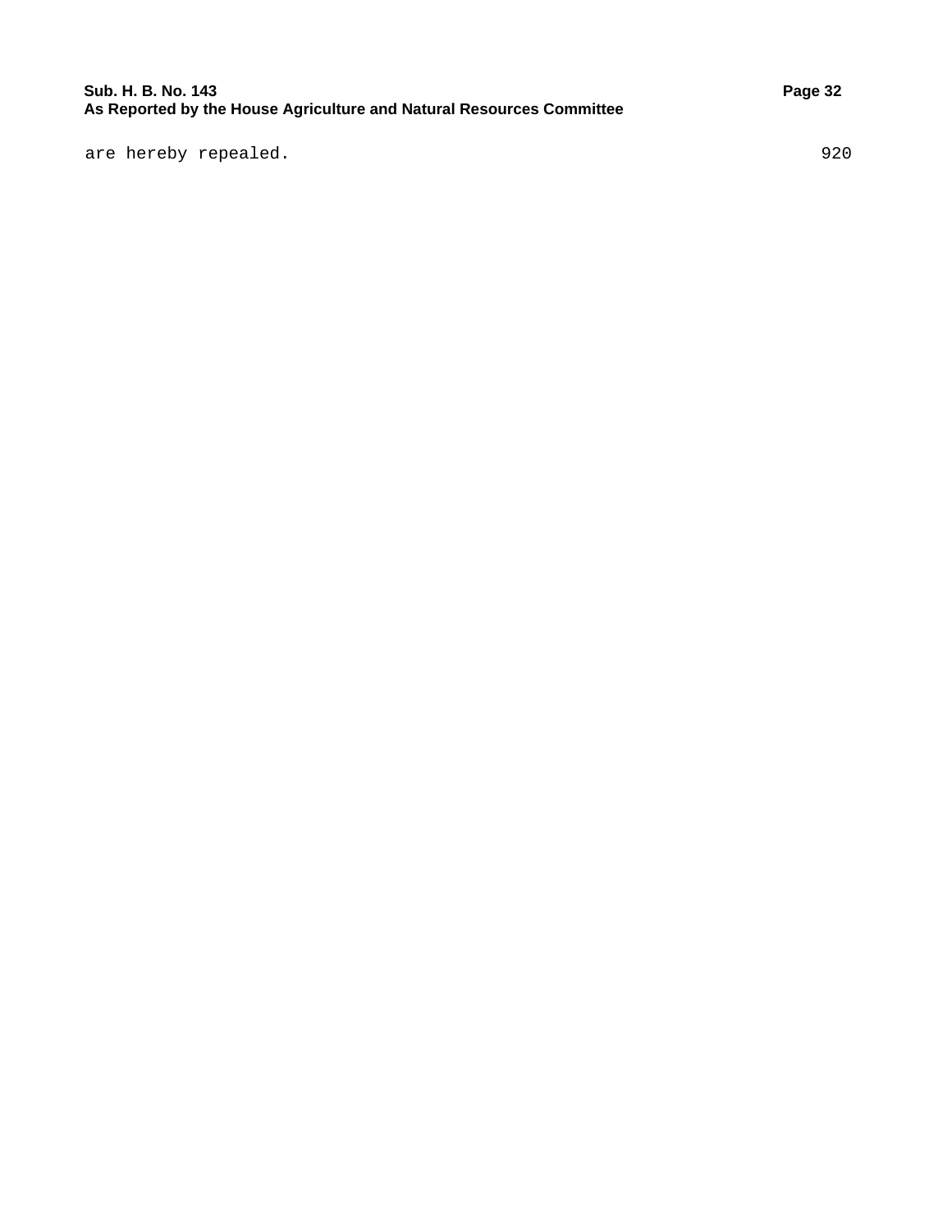are hereby repealed.